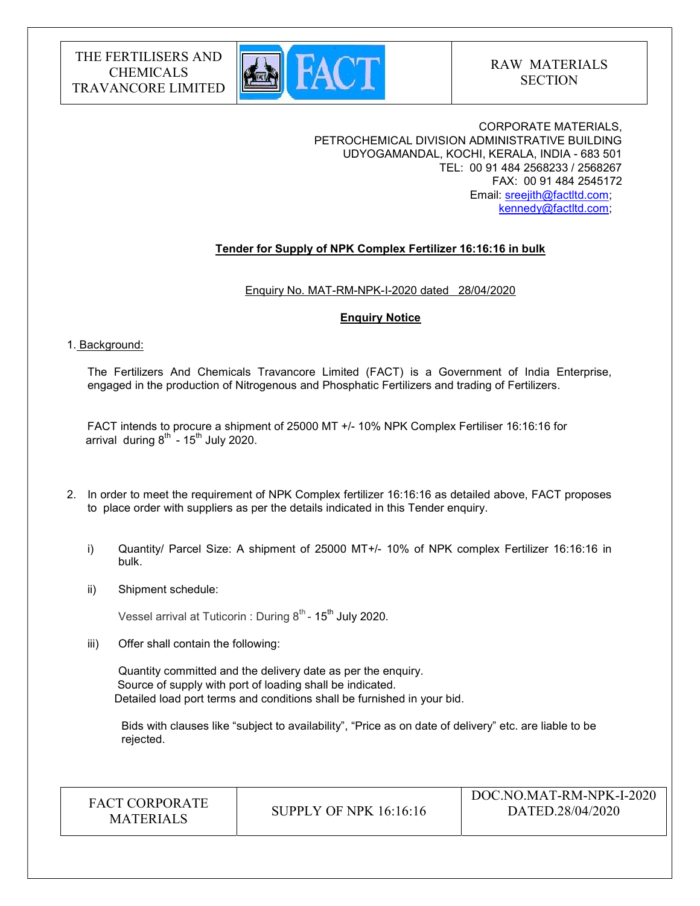THE FERTILISERS AND CHEMICALS TRAVANCORE LIMITED

RAW MATERIALS SECTION

CORPORATE MATERIALS,
PETROCHEMICAL DIVISION ADMINISTRATIVE BUILDING
UDYOGAMANDAL, KOCHI, KERALA, INDIA - 683 501
TEL: 00 91 484 2568233 / 2568267
FAX: 00 91 484 2545172
Email: sreejith@factltd.com;
kennedy@factltd.com;

## Tender for Supply of NPK Complex Fertilizer 16:16:16 in bulk

Enquiry No. MAT-RM-NPK-I-2020 dated 28/04/2020

### Enquiry Notice

1. Background:

The Fertilizers And Chemicals Travancore Limited (FACT) is a Government of India Enterprise, engaged in the production of Nitrogenous and Phosphatic Fertilizers and trading of Fertilizers.

FACT intends to procure a shipment of 25000 MT +/- 10% NPK Complex Fertiliser 16:16:16 for arrival during 8th - 15th July 2020.

2. In order to meet the requirement of NPK Complex fertilizer 16:16:16 as detailed above, FACT proposes to place order with suppliers as per the details indicated in this Tender enquiry.

   i) Quantity/ Parcel Size: A shipment of 25000 MT+/- 10% of NPK complex Fertilizer 16:16:16 in bulk.

   ii) Shipment schedule:

   Vessel arrival at Tuticorin : During 8th - 15th July 2020.

   iii) Offer shall contain the following:

   Quantity committed and the delivery date as per the enquiry.
   Source of supply with port of loading shall be indicated.
   Detailed load port terms and conditions shall be furnished in your bid.

   Bids with clauses like "subject to availability", "Price as on date of delivery" etc. are liable to be rejected.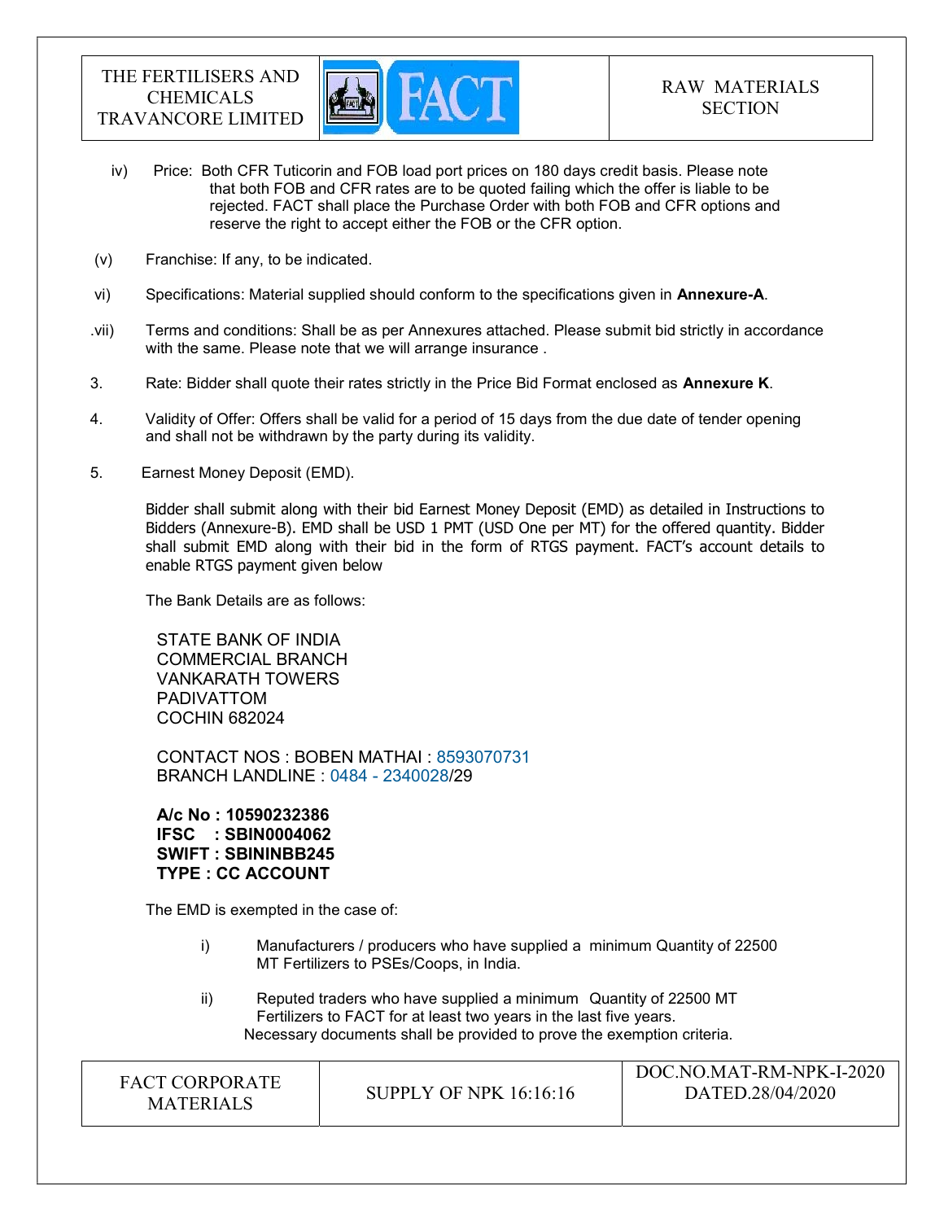iv) Price: Both CFR Tuticorin and FOB load port prices on 180 days credit basis. Please note that both FOB and CFR rates are to be quoted failing which the offer is liable to be rejected. FACT shall place the Purchase Order with both FOB and CFR options and reserve the right to accept either the FOB or the CFR option.

(v) Franchise: If any, to be indicated.

vi) Specifications: Material supplied should conform to the specifications given in **Annexure-A**.

.vii) Terms and conditions: Shall be as per Annexures attached. Please submit bid strictly in accordance with the same. Please note that we will arrange insurance .

3. Rate: Bidder shall quote their rates strictly in the Price Bid Format enclosed as **Annexure K**.

4. Validity of Offer: Offers shall be valid for a period of 15 days from the due date of tender opening and shall not be withdrawn by the party during its validity.

5. Earnest Money Deposit (EMD).

Bidder shall submit along with their bid Earnest Money Deposit (EMD) as detailed in Instructions to Bidders (Annexure-B). EMD shall be USD 1 PMT (USD One per MT) for the offered quantity. Bidder shall submit EMD along with their bid in the form of RTGS payment. FACT's account details to enable RTGS payment given below

The Bank Details are as follows:

STATE BANK OF INDIA
COMMERCIAL BRANCH
VANKARATH TOWERS
PADIVATTOM
COCHIN 682024

CONTACT NOS : BOBEN MATHAI : 8593070731
BRANCH LANDLINE : 0484 - 2340028/29

**A/c No : 10590232386**
**IFSC : SBIN0004062**
**SWIFT : SBININBB245**
**TYPE : CC ACCOUNT**

The EMD is exempted in the case of:

i) Manufacturers / producers who have supplied a minimum Quantity of 22500 MT Fertilizers to PSEs/Coops, in India.

ii) Reputed traders who have supplied a minimum Quantity of 22500 MT Fertilizers to FACT for at least two years in the last five years.

Necessary documents shall be provided to prove the exemption criteria.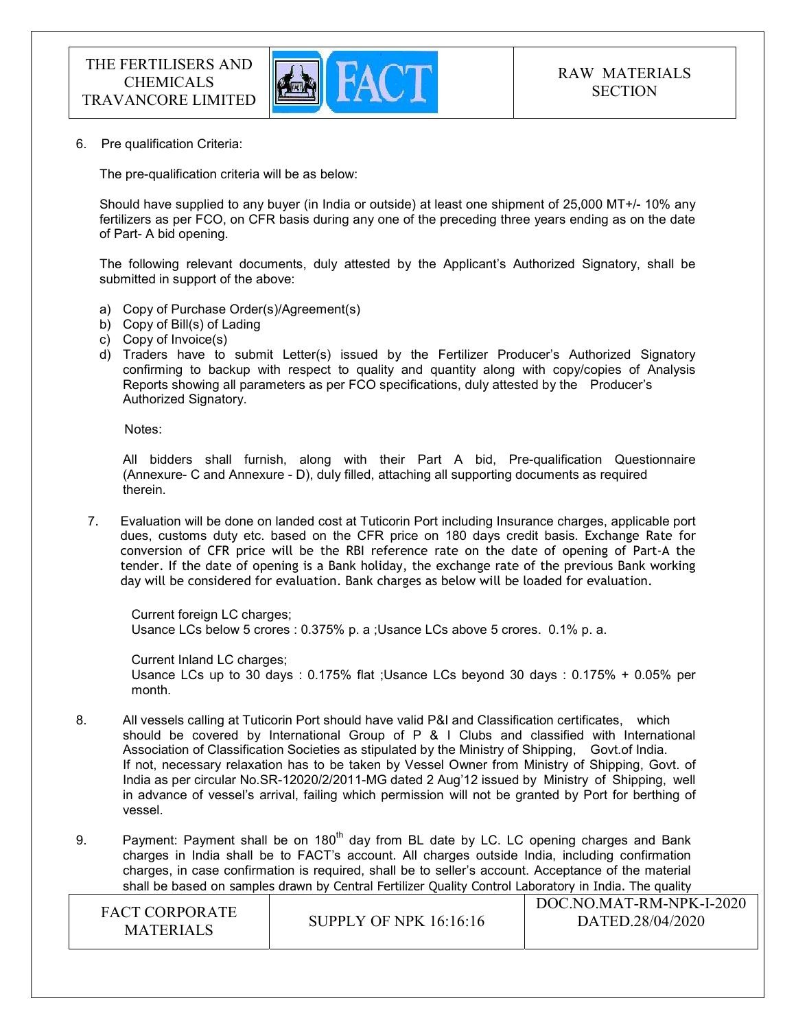6. Pre qualification Criteria:

   The pre-qualification criteria will be as below:

   Should have supplied to any buyer (in India or outside) at least one shipment of 25,000 MT+/- 10% any fertilizers as per FCO, on CFR basis during any one of the preceding three years ending as on the date of Part- A bid opening.

   The following relevant documents, duly attested by the Applicant's Authorized Signatory, shall be submitted in support of the above:

   a) Copy of Purchase Order(s)/Agreement(s)
   b) Copy of Bill(s) of Lading
   c) Copy of Invoice(s)
   d) Traders have to submit Letter(s) issued by the Fertilizer Producer's Authorized Signatory confirming to backup with respect to quality and quantity along with copy/copies of Analysis Reports showing all parameters as per FCO specifications, duly attested by the Producer's Authorized Signatory.

   Notes:

   All bidders shall furnish, along with their Part A bid, Pre-qualification Questionnaire (Annexure- C and Annexure - D), duly filled, attaching all supporting documents as required therein.

7. Evaluation will be done on landed cost at Tuticorin Port including Insurance charges, applicable port dues, customs duty etc. based on the CFR price on 180 days credit basis. Exchange Rate for conversion of CFR price will be the RBI reference rate on the date of opening of Part-A the tender. If the date of opening is a Bank holiday, the exchange rate of the previous Bank working day will be considered for evaluation. Bank charges as below will be loaded for evaluation.

   Current foreign LC charges;
   Usance LCs below 5 crores : 0.375% p. a ;Usance LCs above 5 crores. 0.1% p. a.

   Current Inland LC charges;
   Usance LCs up to 30 days : 0.175% flat ;Usance LCs beyond 30 days : 0.175% + 0.05% per month.

8. All vessels calling at Tuticorin Port should have valid P&I and Classification certificates, which should be covered by International Group of P & I Clubs and classified with International Association of Classification Societies as stipulated by the Ministry of Shipping, Govt.of India. If not, necessary relaxation has to be taken by Vessel Owner from Ministry of Shipping, Govt. of India as per circular No.SR-12020/2/2011-MG dated 2 Aug'12 issued by Ministry of Shipping, well in advance of vessel's arrival, failing which permission will not be granted by Port for berthing of vessel.

9. Payment: Payment shall be on 180th day from BL date by LC. LC opening charges and Bank charges in India shall be to FACT's account. All charges outside India, including confirmation charges, in case confirmation is required, shall be to seller's account. Acceptance of the material shall be based on samples drawn by Central Fertilizer Quality Control Laboratory in India. The quality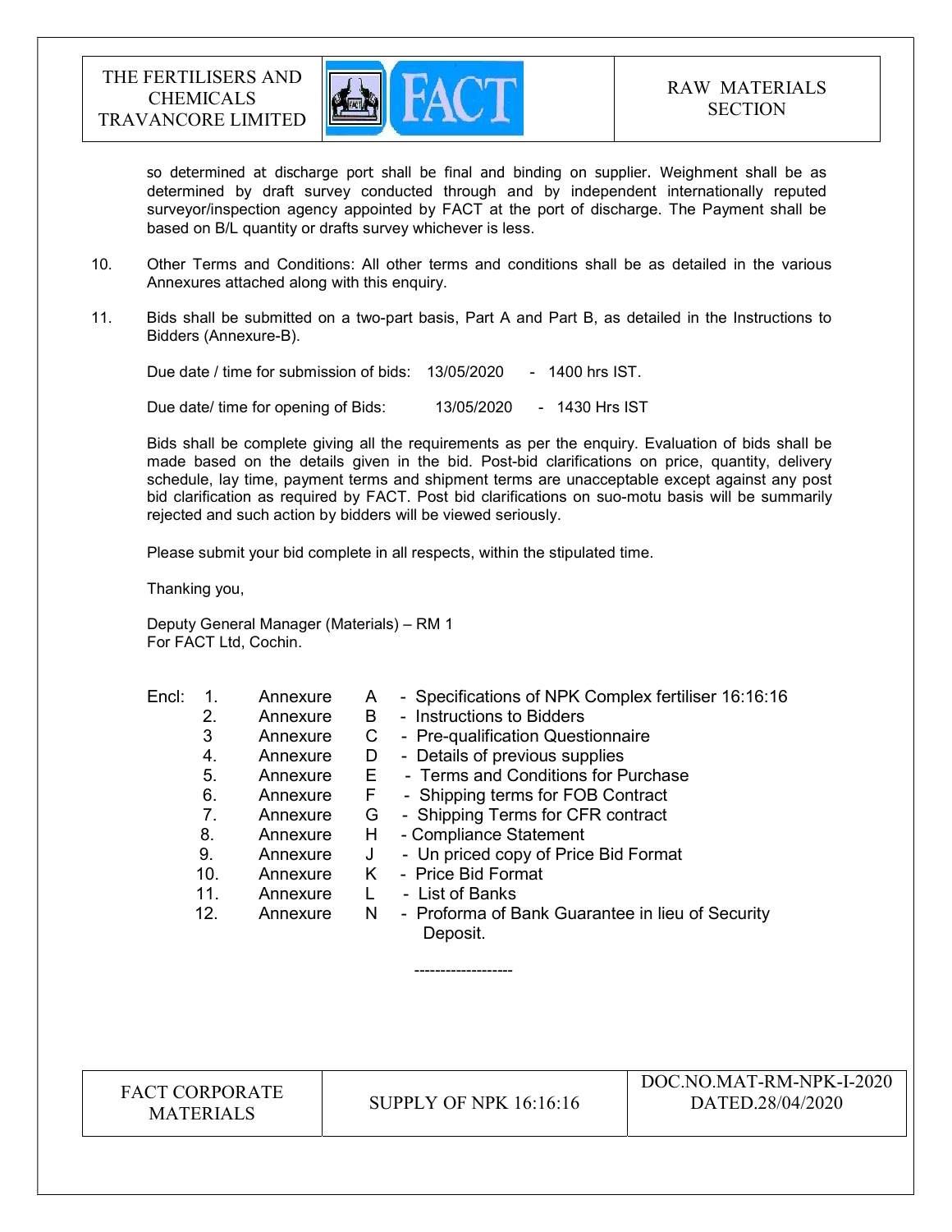so determined at discharge port shall be final and binding on supplier. Weighment shall be as determined by draft survey conducted through and by independent internationally reputed surveyor/inspection agency appointed by FACT at the port of discharge. The Payment shall be based on B/L quantity or drafts survey whichever is less.

10. Other Terms and Conditions: All other terms and conditions shall be as detailed in the various Annexures attached along with this enquiry.

11. Bids shall be submitted on a two-part basis, Part A and Part B, as detailed in the Instructions to Bidders (Annexure-B).

    Due date / time for submission of bids: 13/05/2020 - 1400 hrs IST.

    Due date/ time for opening of Bids: 13/05/2020 - 1430 Hrs IST

    Bids shall be complete giving all the requirements as per the enquiry. Evaluation of bids shall be made based on the details given in the bid. Post-bid clarifications on price, quantity, delivery schedule, lay time, payment terms and shipment terms are unacceptable except against any post bid clarification as required by FACT. Post bid clarifications on suo-motu basis will be summarily rejected and such action by bidders will be viewed seriously.

    Please submit your bid complete in all respects, within the stipulated time.

    Thanking you,

    Deputy General Manager (Materials) – RM 1
    For FACT Ltd, Cochin.

Encl:

1. Annexure A - Specifications of NPK Complex fertiliser 16:16:16
2. Annexure B - Instructions to Bidders
3. Annexure C - Pre-qualification Questionnaire
4. Annexure D - Details of previous supplies
5. Annexure E - Terms and Conditions for Purchase
6. Annexure F - Shipping terms for FOB Contract
7. Annexure G - Shipping Terms for CFR contract
8. Annexure H - Compliance Statement
9. Annexure J - Un priced copy of Price Bid Format
10. Annexure K - Price Bid Format
11. Annexure L - List of Banks
12. Annexure N - Proforma of Bank Guarantee in lieu of Security Deposit.

-------------------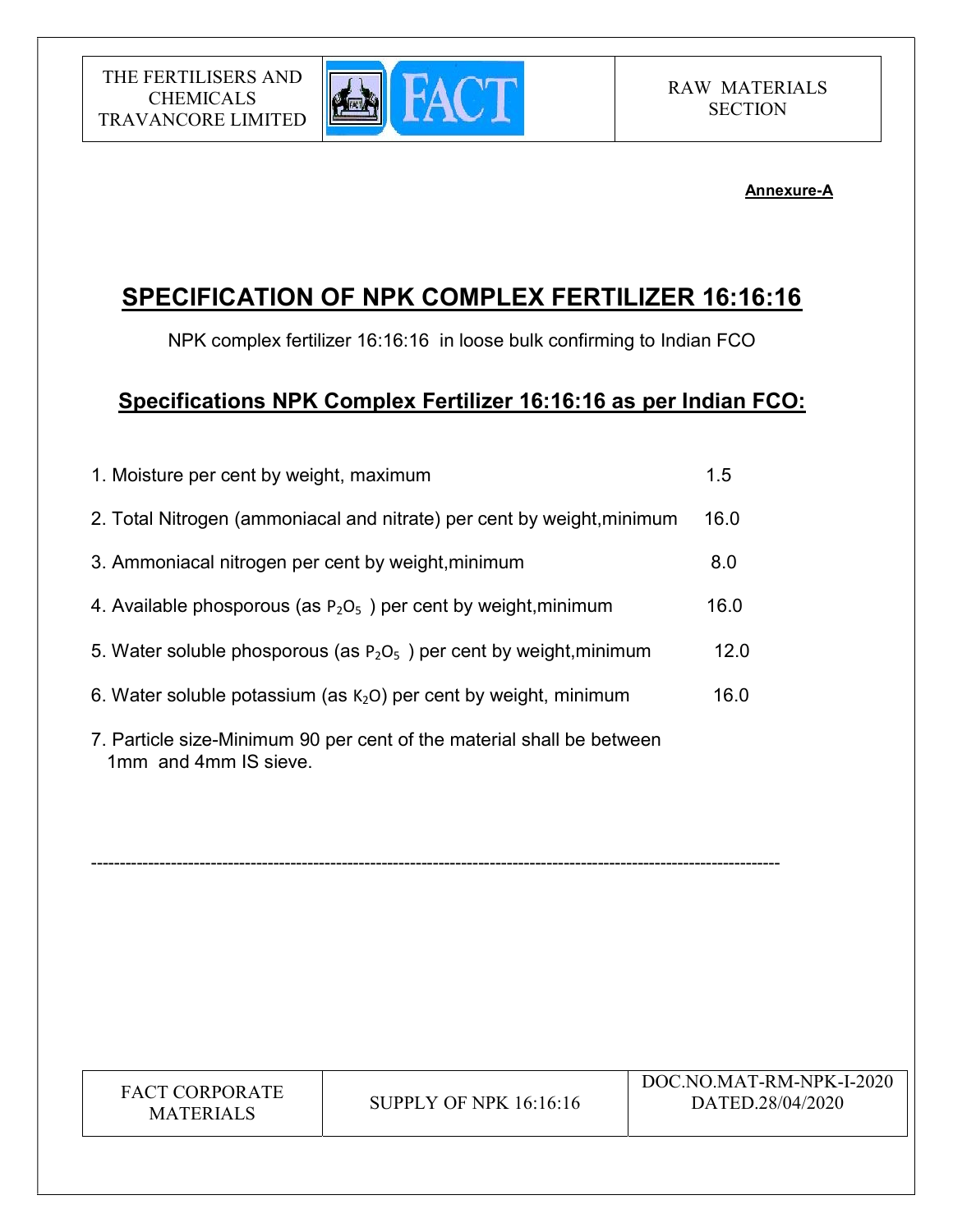**Annexure-A**

# SPECIFICATION OF NPK COMPLEX FERTILIZER 16:16:16

NPK complex fertilizer 16:16:16 in loose bulk confirming to Indian FCO

## Specifications NPK Complex Fertilizer 16:16:16 as per Indian FCO:

1. Moisture per cent by weight, maximum 1.5
2. Total Nitrogen (ammoniacal and nitrate) per cent by weight,minimum 16.0
3. Ammoniacal nitrogen per cent by weight,minimum 8.0
4. Available phosporous (as $P_2O_5$ ) per cent by weight,minimum 16.0
5. Water soluble phosporous (as $P_2O_5$ ) per cent by weight,minimum 12.0
6. Water soluble potassium (as $K_2O$) per cent by weight, minimum 16.0
7. Particle size-Minimum 90 per cent of the material shall be between 1mm and 4mm IS sieve.

---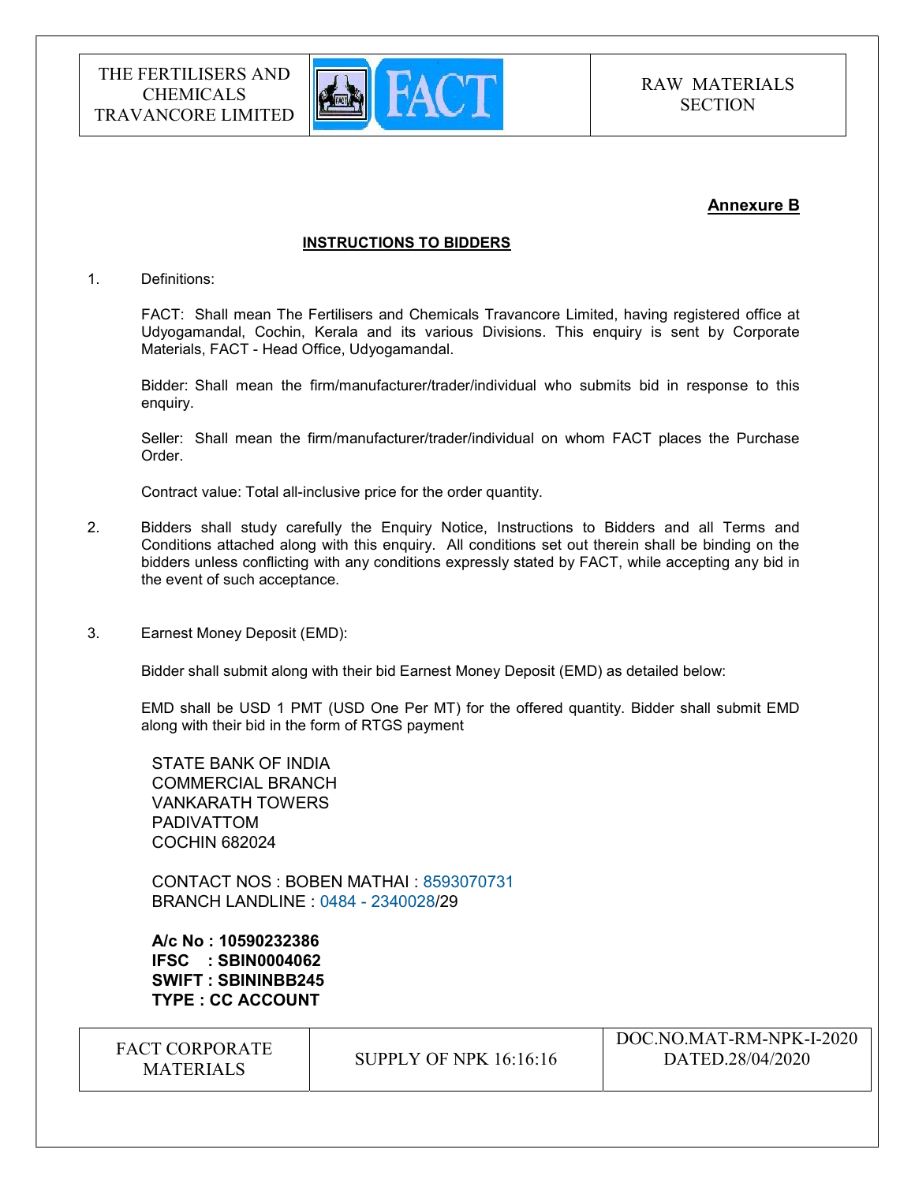**Annexure B**

**INSTRUCTIONS TO BIDDERS**

1. Definitions:

   FACT: Shall mean The Fertilisers and Chemicals Travancore Limited, having registered office at Udyogamandal, Cochin, Kerala and its various Divisions. This enquiry is sent by Corporate Materials, FACT - Head Office, Udyogamandal.

   Bidder: Shall mean the firm/manufacturer/trader/individual who submits bid in response to this enquiry.

   Seller: Shall mean the firm/manufacturer/trader/individual on whom FACT places the Purchase Order.

   Contract value: Total all-inclusive price for the order quantity.

2. Bidders shall study carefully the Enquiry Notice, Instructions to Bidders and all Terms and Conditions attached along with this enquiry. All conditions set out therein shall be binding on the bidders unless conflicting with any conditions expressly stated by FACT, while accepting any bid in the event of such acceptance.

3. Earnest Money Deposit (EMD):

   Bidder shall submit along with their bid Earnest Money Deposit (EMD) as detailed below:

   EMD shall be USD 1 PMT (USD One Per MT) for the offered quantity. Bidder shall submit EMD along with their bid in the form of RTGS payment

   STATE BANK OF INDIA
   COMMERCIAL BRANCH
   VANKARATH TOWERS
   PADIVATTOM
   COCHIN 682024

   CONTACT NOS : BOBEN MATHAI : 8593070731
   BRANCH LANDLINE : 0484 - 2340028/29

   **A/c No : 10590232386**
   **IFSC : SBIN0004062**
   **SWIFT : SBININBB245**
   **TYPE : CC ACCOUNT**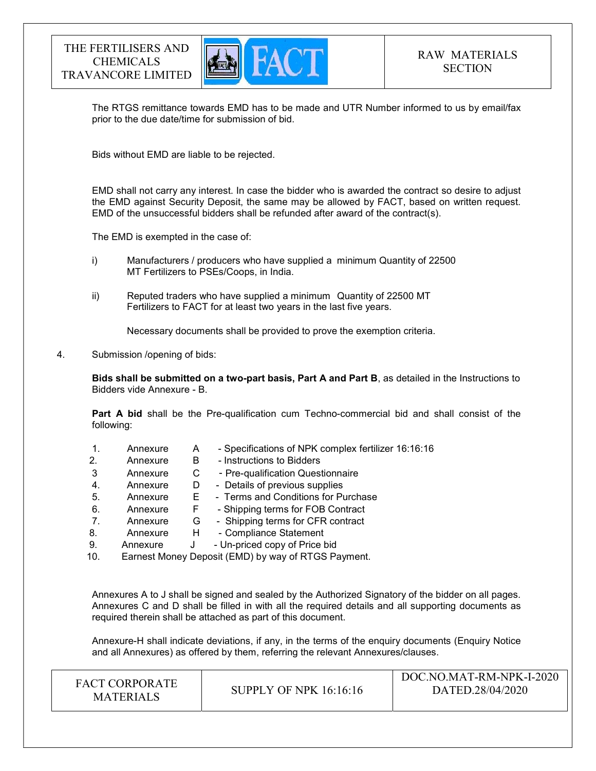The RTGS remittance towards EMD has to be made and UTR Number informed to us by email/fax prior to the due date/time for submission of bid.

Bids without EMD are liable to be rejected.

EMD shall not carry any interest. In case the bidder who is awarded the contract so desire to adjust the EMD against Security Deposit, the same may be allowed by FACT, based on written request. EMD of the unsuccessful bidders shall be refunded after award of the contract(s).

The EMD is exempted in the case of:

i) Manufacturers / producers who have supplied a minimum Quantity of 22500 MT Fertilizers to PSEs/Coops, in India.

ii) Reputed traders who have supplied a minimum Quantity of 22500 MT Fertilizers to FACT for at least two years in the last five years.

Necessary documents shall be provided to prove the exemption criteria.

4. Submission /opening of bids:

**Bids shall be submitted on a two-part basis, Part A and Part B**, as detailed in the Instructions to Bidders vide Annexure - B.

**Part A bid** shall be the Pre-qualification cum Techno-commercial bid and shall consist of the following:

1. Annexure A - Specifications of NPK complex fertilizer 16:16:16
2. Annexure B - Instructions to Bidders
3. Annexure C - Pre-qualification Questionnaire
4. Annexure D - Details of previous supplies
5. Annexure E - Terms and Conditions for Purchase
6. Annexure F - Shipping terms for FOB Contract
7. Annexure G - Shipping terms for CFR contract
8. Annexure H - Compliance Statement
9. Annexure J - Un-priced copy of Price bid
10. Earnest Money Deposit (EMD) by way of RTGS Payment.

Annexures A to J shall be signed and sealed by the Authorized Signatory of the bidder on all pages. Annexures C and D shall be filled in with all the required details and all supporting documents as required therein shall be attached as part of this document.

Annexure-H shall indicate deviations, if any, in the terms of the enquiry documents (Enquiry Notice and all Annexures) as offered by them, referring the relevant Annexures/clauses.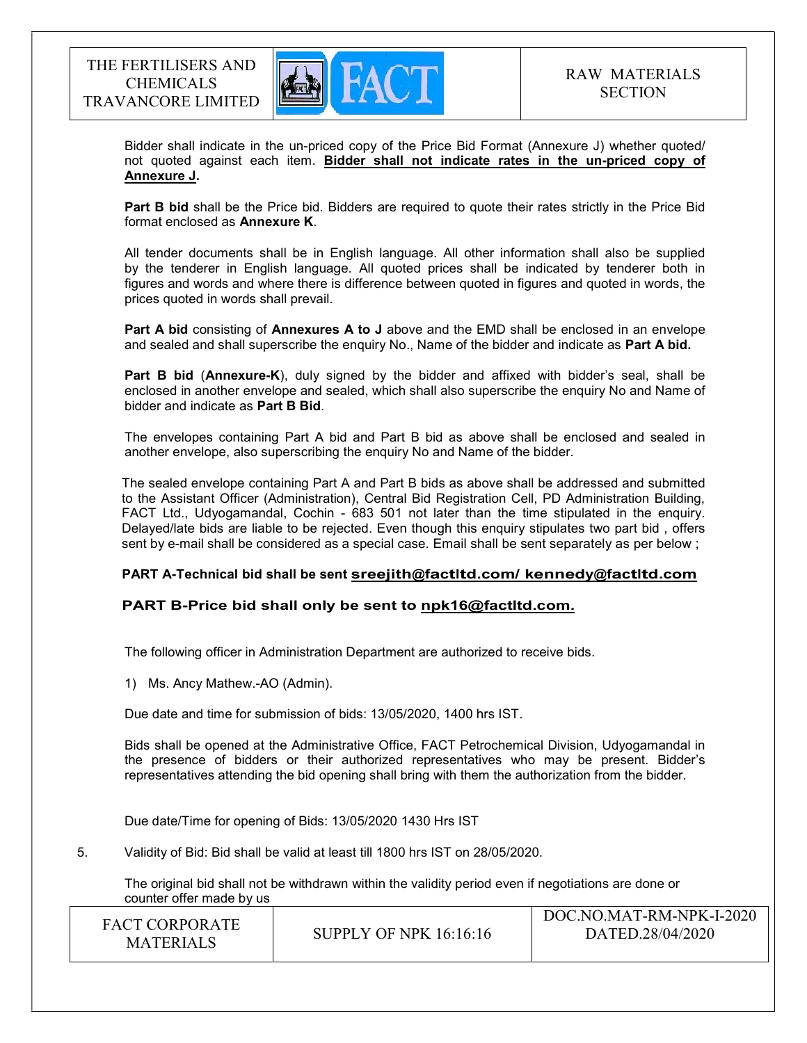Bidder shall indicate in the un-priced copy of the Price Bid Format (Annexure J) whether quoted/ not quoted against each item. **Bidder shall not indicate rates in the un-priced copy of Annexure J.**

**Part B bid** shall be the Price bid. Bidders are required to quote their rates strictly in the Price Bid format enclosed as **Annexure K**.

All tender documents shall be in English language. All other information shall also be supplied by the tenderer in English language. All quoted prices shall be indicated by tenderer both in figures and words and where there is difference between quoted in figures and quoted in words, the prices quoted in words shall prevail.

**Part A bid** consisting of **Annexures A to J** above and the EMD shall be enclosed in an envelope and sealed and shall superscribe the enquiry No., Name of the bidder and indicate as **Part A bid.**

**Part B bid** (**Annexure-K**), duly signed by the bidder and affixed with bidder's seal, shall be enclosed in another envelope and sealed, which shall also superscribe the enquiry No and Name of bidder and indicate as **Part B Bid**.

The envelopes containing Part A bid and Part B bid as above shall be enclosed and sealed in another envelope, also superscribing the enquiry No and Name of the bidder.

The sealed envelope containing Part A and Part B bids as above shall be addressed and submitted to the Assistant Officer (Administration), Central Bid Registration Cell, PD Administration Building, FACT Ltd., Udyogamandal, Cochin - 683 501 not later than the time stipulated in the enquiry. Delayed/late bids are liable to be rejected. Even though this enquiry stipulates two part bid , offers sent by e-mail shall be considered as a special case. Email shall be sent separately as per below ;

**PART A-Technical bid shall be sent sreejith@factltd.com/ kennedy@factltd.com**

**PART B-Price bid shall only be sent to npk16@factltd.com.**

The following officer in Administration Department are authorized to receive bids.

1) Ms. Ancy Mathew.-AO (Admin).

Due date and time for submission of bids: 13/05/2020, 1400 hrs IST.

Bids shall be opened at the Administrative Office, FACT Petrochemical Division, Udyogamandal in the presence of bidders or their authorized representatives who may be present. Bidder's representatives attending the bid opening shall bring with them the authorization from the bidder.

Due date/Time for opening of Bids: 13/05/2020 1430 Hrs IST

5. Validity of Bid: Bid shall be valid at least till 1800 hrs IST on 28/05/2020.

The original bid shall not be withdrawn within the validity period even if negotiations are done or counter offer made by us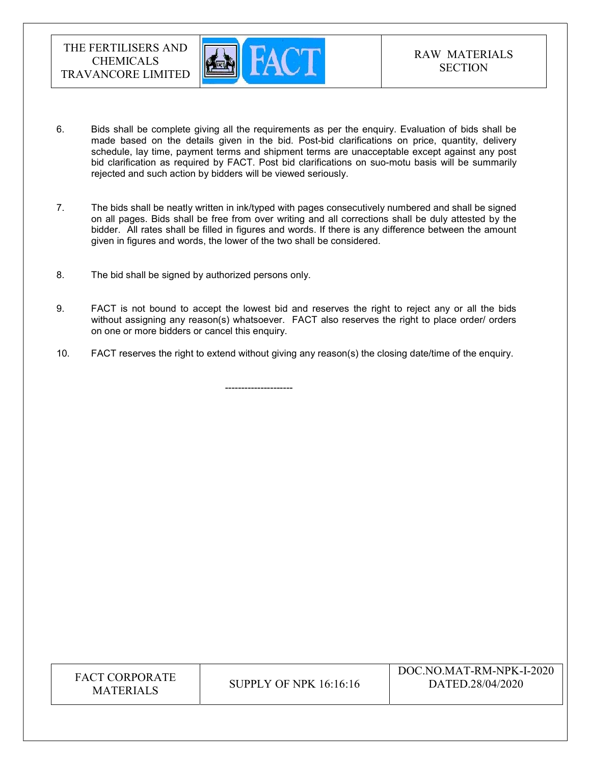6. Bids shall be complete giving all the requirements as per the enquiry. Evaluation of bids shall be made based on the details given in the bid. Post-bid clarifications on price, quantity, delivery schedule, lay time, payment terms and shipment terms are unacceptable except against any post bid clarification as required by FACT. Post bid clarifications on suo-motu basis will be summarily rejected and such action by bidders will be viewed seriously.

7. The bids shall be neatly written in ink/typed with pages consecutively numbered and shall be signed on all pages. Bids shall be free from over writing and all corrections shall be duly attested by the bidder. All rates shall be filled in figures and words. If there is any difference between the amount given in figures and words, the lower of the two shall be considered.

8. The bid shall be signed by authorized persons only.

9. FACT is not bound to accept the lowest bid and reserves the right to reject any or all the bids without assigning any reason(s) whatsoever. FACT also reserves the right to place order/ orders on one or more bidders or cancel this enquiry.

10. FACT reserves the right to extend without giving any reason(s) the closing date/time of the enquiry.

---------------------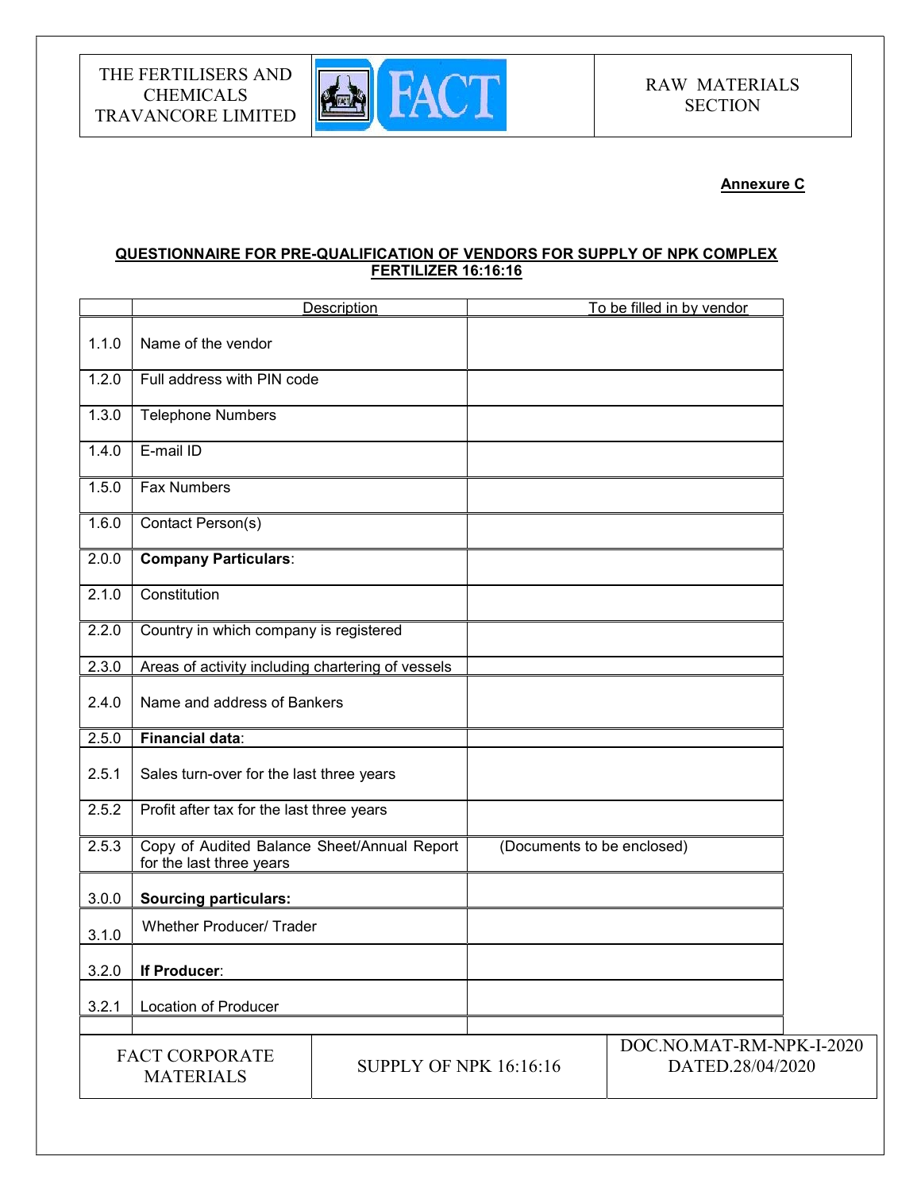**Annexure C**

**QUESTIONNAIRE FOR PRE-QUALIFICATION OF VENDORS FOR SUPPLY OF NPK COMPLEX FERTILIZER 16:16:16**

| | Description | To be filled in by vendor |
|---|---|---|
| 1.1.0 | Name of the vendor | |
| 1.2.0 | Full address with PIN code | |
| 1.3.0 | Telephone Numbers | |
| 1.4.0 | E-mail ID | |
| 1.5.0 | Fax Numbers | |
| 1.6.0 | Contact Person(s) | |
| 2.0.0 | **Company Particulars**: | |
| 2.1.0 | Constitution | |
| 2.2.0 | Country in which company is registered | |
| 2.3.0 | Areas of activity including chartering of vessels | |
| 2.4.0 | Name and address of Bankers | |
| 2.5.0 | **Financial data**: | |
| 2.5.1 | Sales turn-over for the last three years | |
| 2.5.2 | Profit after tax for the last three years | |
| 2.5.3 | Copy of Audited Balance Sheet/Annual Report for the last three years | (Documents to be enclosed) |
| 3.0.0 | **Sourcing particulars:** | |
| 3.1.0 | Whether Producer/ Trader | |
| 3.2.0 | **If Producer**: | |
| 3.2.1 | Location of Producer | |
| | | |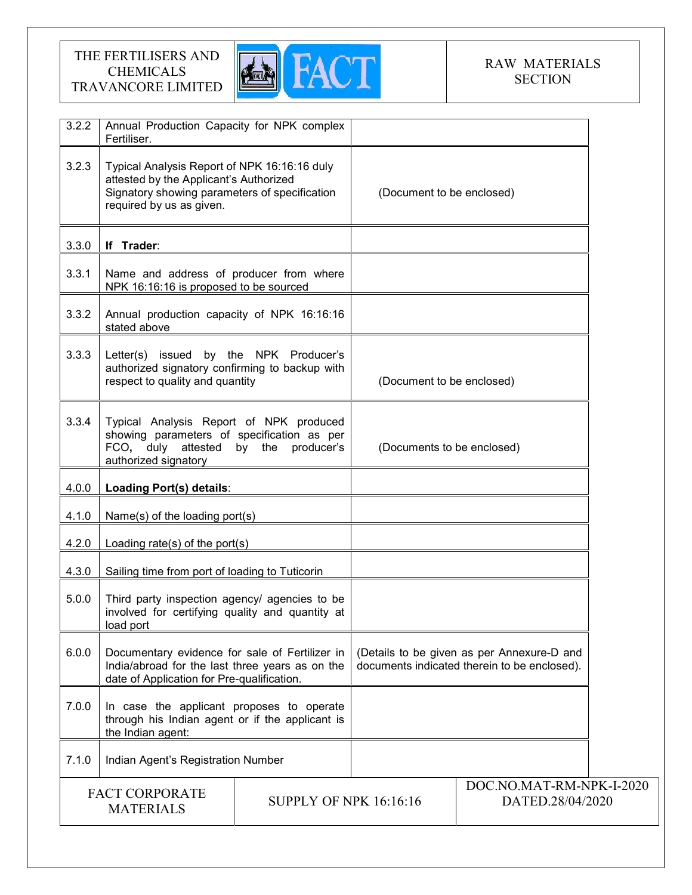| | | |
|---|---|---|
| 3.2.2 | Annual Production Capacity for NPK complex Fertiliser. | |
| 3.2.3 | Typical Analysis Report of NPK 16:16:16 duly attested by the Applicant's Authorized Signatory showing parameters of specification required by us as given. | (Document to be enclosed) |
| 3.3.0 | **If Trader**: | |
| 3.3.1 | Name and address of producer from where NPK 16:16:16 is proposed to be sourced | |
| 3.3.2 | Annual production capacity of NPK 16:16:16 stated above | |
| 3.3.3 | Letter(s) issued by the NPK Producer's authorized signatory confirming to backup with respect to quality and quantity | (Document to be enclosed) |
| 3.3.4 | Typical Analysis Report of NPK produced showing parameters of specification as per FCO**,** duly attested by the producer's authorized signatory | (Documents to be enclosed) |
| 4.0.0 | **Loading Port(s) details**: | |
| 4.1.0 | Name(s) of the loading port(s) | |
| 4.2.0 | Loading rate(s) of the port(s) | |
| 4.3.0 | Sailing time from port of loading to Tuticorin | |
| 5.0.0 | Third party inspection agency/ agencies to be involved for certifying quality and quantity at load port | |
| 6.0.0 | Documentary evidence for sale of Fertilizer in India/abroad for the last three years as on the date of Application for Pre-qualification. | (Details to be given as per Annexure-D and documents indicated therein to be enclosed). |
| 7.0.0 | In case the applicant proposes to operate through his Indian agent or if the applicant is the Indian agent: | |
| 7.1.0 | Indian Agent's Registration Number | |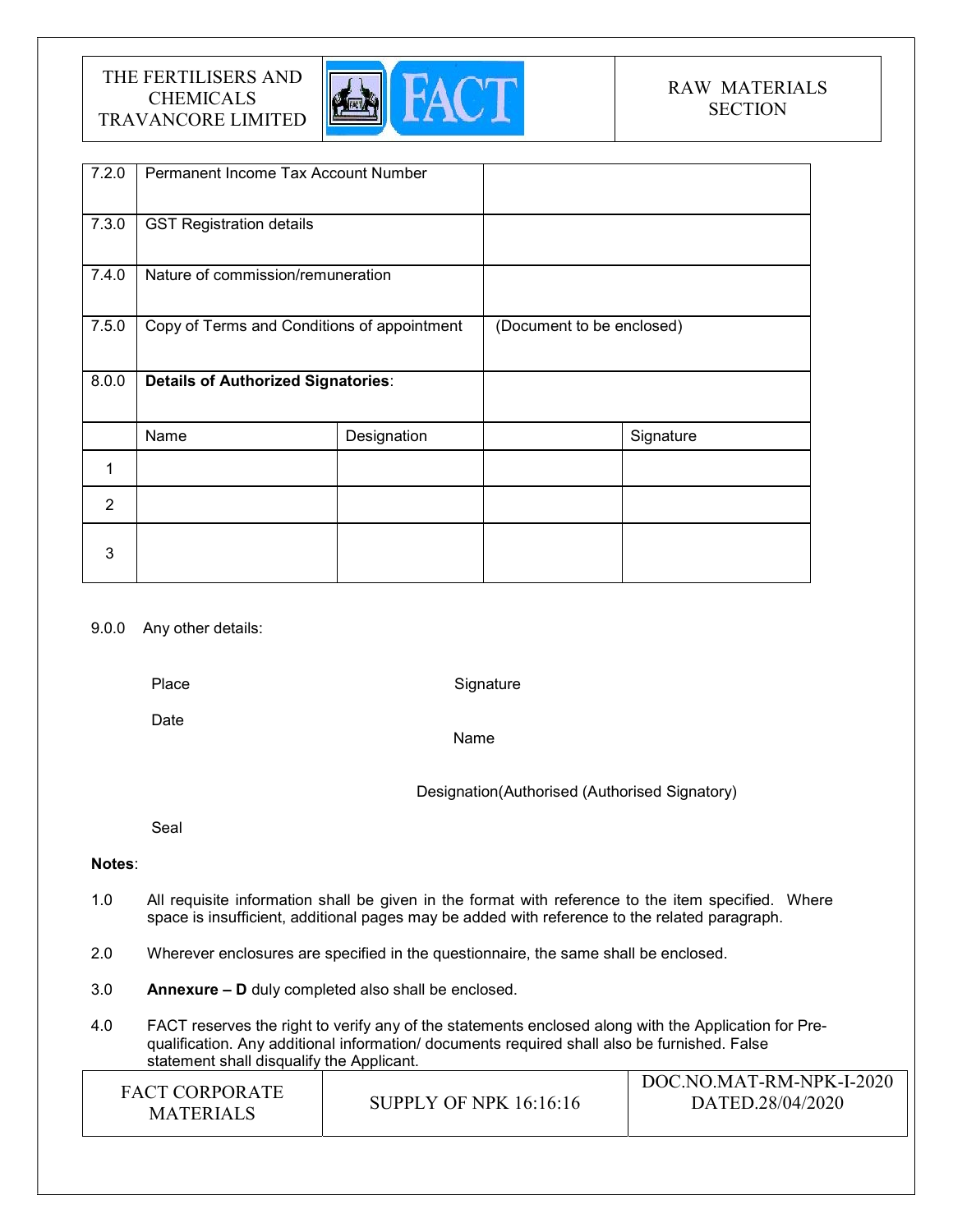| | | |
|---|---|---|
| 7.2.0 | Permanent Income Tax Account Number | |
| 7.3.0 | GST Registration details | |
| 7.4.0 | Nature of commission/remuneration | |
| 7.5.0 | Copy of Terms and Conditions of appointment | (Document to be enclosed) |
| 8.0.0 | **Details of Authorized Signatories**: | |

| | Name | Designation | | Signature |
|---|---|---|---|---|
| 1 | | | | |
| 2 | | | | |
| 3 | | | | |

9.0.0 Any other details:

Place

Signature

Date

Name

Designation(Authorised (Authorised Signatory)

Seal

**Notes**:

1.0 All requisite information shall be given in the format with reference to the item specified. Where space is insufficient, additional pages may be added with reference to the related paragraph.

2.0 Wherever enclosures are specified in the questionnaire, the same shall be enclosed.

3.0 **Annexure – D** duly completed also shall be enclosed.

4.0 FACT reserves the right to verify any of the statements enclosed along with the Application for Pre-qualification. Any additional information/ documents required shall also be furnished. False statement shall disqualify the Applicant.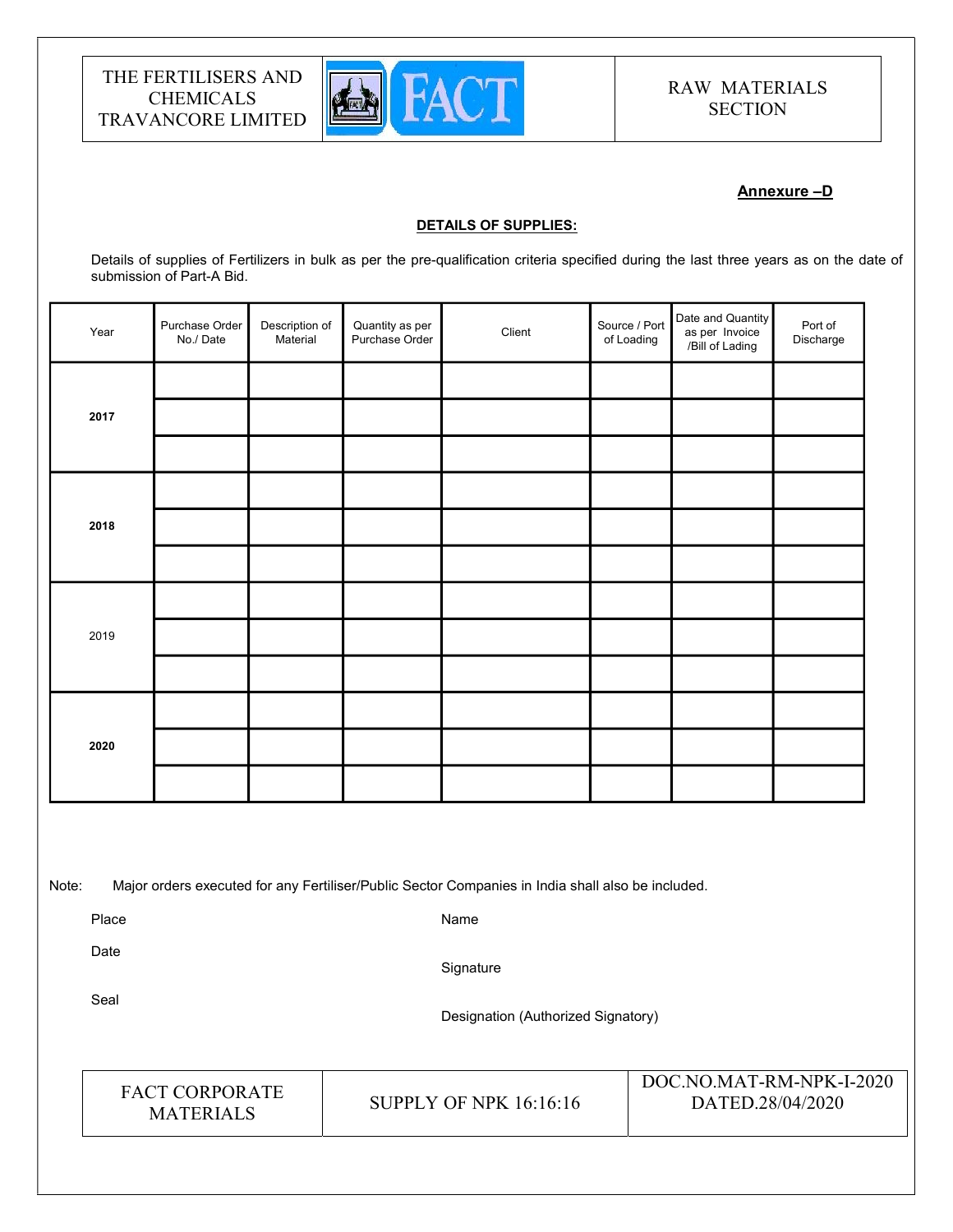**Annexure –D**

**DETAILS OF SUPPLIES:**

Details of supplies of Fertilizers in bulk as per the pre-qualification criteria specified during the last three years as on the date of submission of Part-A Bid.

| Year | Purchase Order No./ Date | Description of Material | Quantity as per Purchase Order | Client | Source / Port of Loading | Date and Quantity as per Invoice /Bill of Lading | Port of Discharge |
|---|---|---|---|---|---|---|---|
| **2017** | | | | | | | |
| | | | | | | | |
| | | | | | | | |
| **2018** | | | | | | | |
| | | | | | | | |
| | | | | | | | |
| 2019 | | | | | | | |
| | | | | | | | |
| | | | | | | | |
| **2020** | | | | | | | |
| | | | | | | | |
| | | | | | | | |

Note: Major orders executed for any Fertiliser/Public Sector Companies in India shall also be included.

Place

Date

Seal

Name

Signature

Designation (Authorized Signatory)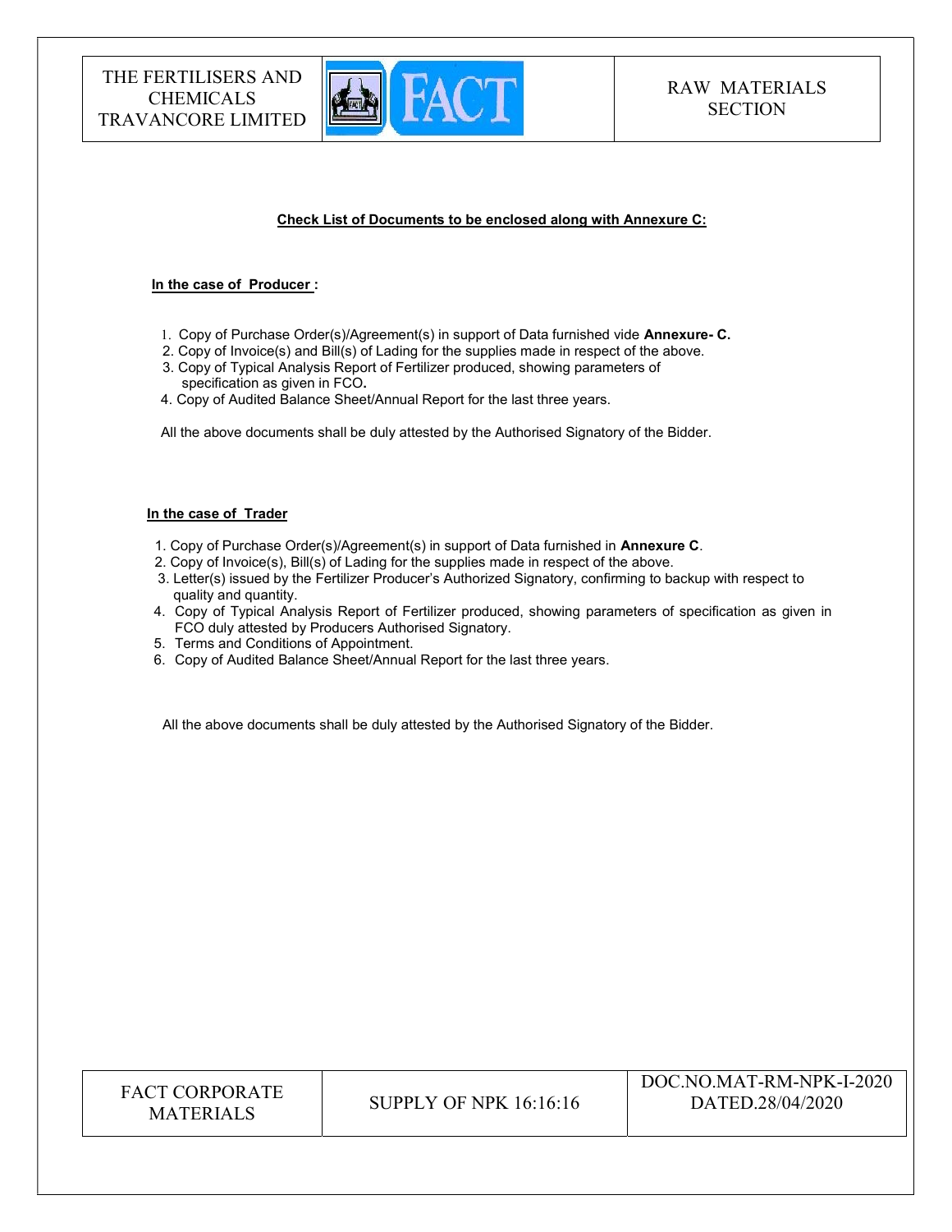**Check List of Documents to be enclosed along with Annexure C:**

**In the case of Producer :**

1. Copy of Purchase Order(s)/Agreement(s) in support of Data furnished vide **Annexure- C.**
2. Copy of Invoice(s) and Bill(s) of Lading for the supplies made in respect of the above.
3. Copy of Typical Analysis Report of Fertilizer produced, showing parameters of specification as given in FCO**.**
4. Copy of Audited Balance Sheet/Annual Report for the last three years.

All the above documents shall be duly attested by the Authorised Signatory of the Bidder.

**In the case of Trader**

1. Copy of Purchase Order(s)/Agreement(s) in support of Data furnished in **Annexure C**.
2. Copy of Invoice(s), Bill(s) of Lading for the supplies made in respect of the above.
3. Letter(s) issued by the Fertilizer Producer's Authorized Signatory, confirming to backup with respect to quality and quantity.
4. Copy of Typical Analysis Report of Fertilizer produced, showing parameters of specification as given in FCO duly attested by Producers Authorised Signatory.
5. Terms and Conditions of Appointment.
6. Copy of Audited Balance Sheet/Annual Report for the last three years.

All the above documents shall be duly attested by the Authorised Signatory of the Bidder.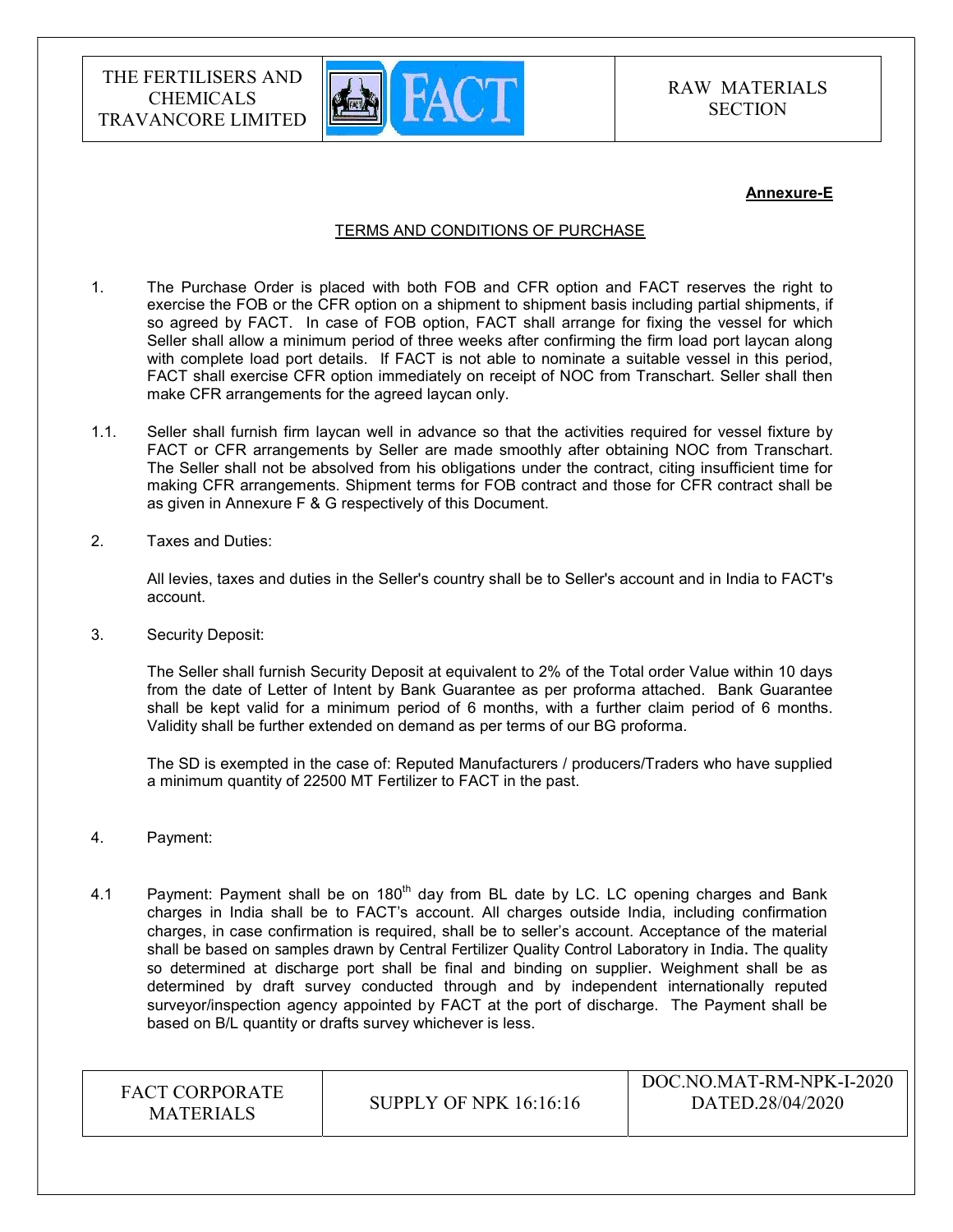**Annexure-E**

TERMS AND CONDITIONS OF PURCHASE

1. The Purchase Order is placed with both FOB and CFR option and FACT reserves the right to exercise the FOB or the CFR option on a shipment to shipment basis including partial shipments, if so agreed by FACT. In case of FOB option, FACT shall arrange for fixing the vessel for which Seller shall allow a minimum period of three weeks after confirming the firm load port laycan along with complete load port details. If FACT is not able to nominate a suitable vessel in this period, FACT shall exercise CFR option immediately on receipt of NOC from Transchart. Seller shall then make CFR arrangements for the agreed laycan only.

1.1. Seller shall furnish firm laycan well in advance so that the activities required for vessel fixture by FACT or CFR arrangements by Seller are made smoothly after obtaining NOC from Transchart. The Seller shall not be absolved from his obligations under the contract, citing insufficient time for making CFR arrangements. Shipment terms for FOB contract and those for CFR contract shall be as given in Annexure F & G respectively of this Document.

2. Taxes and Duties:

   All levies, taxes and duties in the Seller's country shall be to Seller's account and in India to FACT's account.

3. Security Deposit:

   The Seller shall furnish Security Deposit at equivalent to 2% of the Total order Value within 10 days from the date of Letter of Intent by Bank Guarantee as per proforma attached. Bank Guarantee shall be kept valid for a minimum period of 6 months, with a further claim period of 6 months. Validity shall be further extended on demand as per terms of our BG proforma.

   The SD is exempted in the case of: Reputed Manufacturers / producers/Traders who have supplied a minimum quantity of 22500 MT Fertilizer to FACT in the past.

4. Payment:

4.1 Payment: Payment shall be on 180th day from BL date by LC. LC opening charges and Bank charges in India shall be to FACT's account. All charges outside India, including confirmation charges, in case confirmation is required, shall be to seller's account. Acceptance of the material shall be based on samples drawn by Central Fertilizer Quality Control Laboratory in India. The quality so determined at discharge port shall be final and binding on supplier. Weighment shall be as determined by draft survey conducted through and by independent internationally reputed surveyor/inspection agency appointed by FACT at the port of discharge. The Payment shall be based on B/L quantity or drafts survey whichever is less.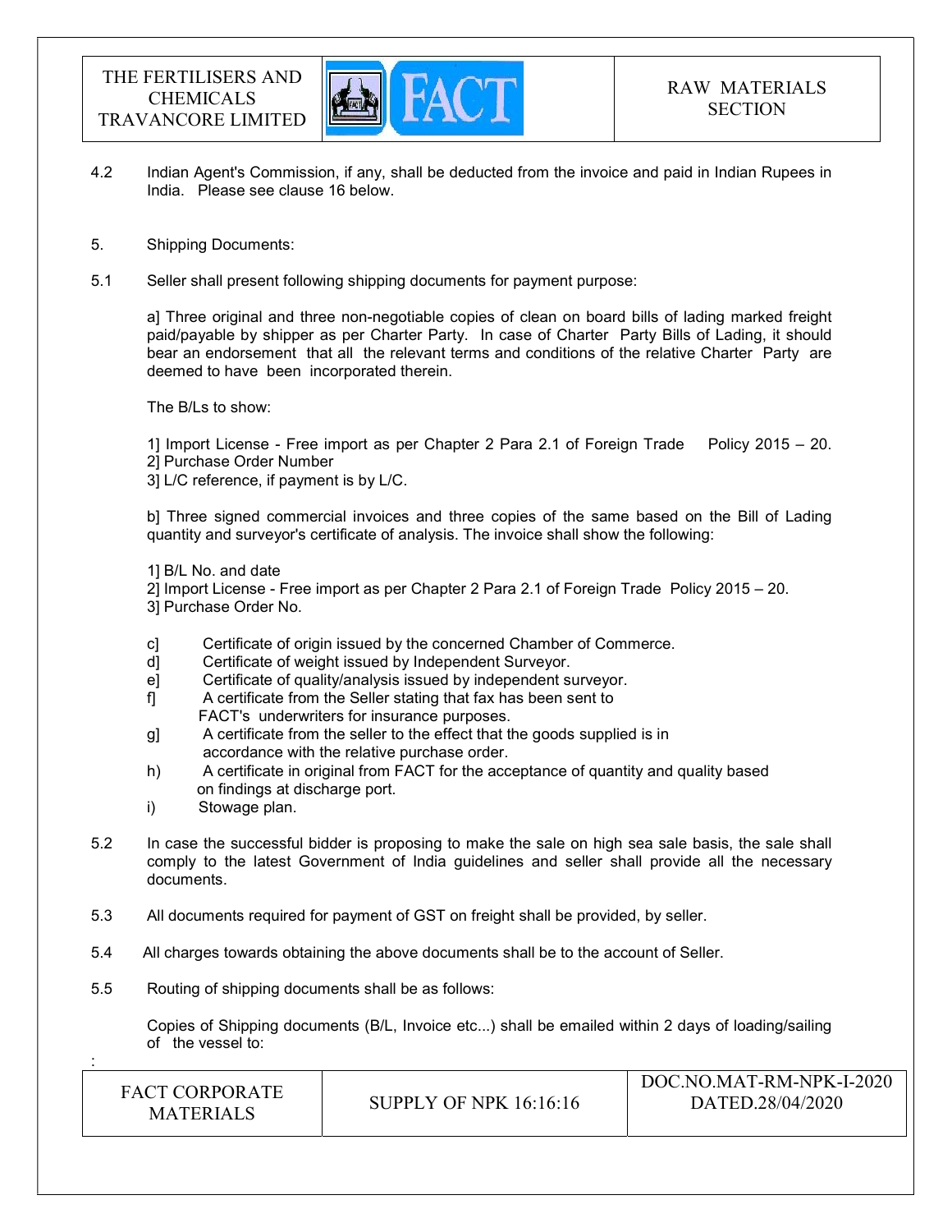4.2 Indian Agent's Commission, if any, shall be deducted from the invoice and paid in Indian Rupees in India. Please see clause 16 below.

5. Shipping Documents:

5.1 Seller shall present following shipping documents for payment purpose:

a] Three original and three non-negotiable copies of clean on board bills of lading marked freight paid/payable by shipper as per Charter Party. In case of Charter Party Bills of Lading, it should bear an endorsement that all the relevant terms and conditions of the relative Charter Party are deemed to have been incorporated therein.

The B/Ls to show:

1] Import License - Free import as per Chapter 2 Para 2.1 of Foreign Trade Policy 2015 – 20.
2] Purchase Order Number
3] L/C reference, if payment is by L/C.

b] Three signed commercial invoices and three copies of the same based on the Bill of Lading quantity and surveyor's certificate of analysis. The invoice shall show the following:

1] B/L No. and date
2] Import License - Free import as per Chapter 2 Para 2.1 of Foreign Trade Policy 2015 – 20.
3] Purchase Order No.

c] Certificate of origin issued by the concerned Chamber of Commerce.
d] Certificate of weight issued by Independent Surveyor.
e] Certificate of quality/analysis issued by independent surveyor.
f] A certificate from the Seller stating that fax has been sent to FACT's underwriters for insurance purposes.
g] A certificate from the seller to the effect that the goods supplied is in accordance with the relative purchase order.
h) A certificate in original from FACT for the acceptance of quantity and quality based on findings at discharge port.
i) Stowage plan.

5.2 In case the successful bidder is proposing to make the sale on high sea sale basis, the sale shall comply to the latest Government of India guidelines and seller shall provide all the necessary documents.

5.3 All documents required for payment of GST on freight shall be provided, by seller.

5.4 All charges towards obtaining the above documents shall be to the account of Seller.

5.5 Routing of shipping documents shall be as follows:

Copies of Shipping documents (B/L, Invoice etc...) shall be emailed within 2 days of loading/sailing of the vessel to: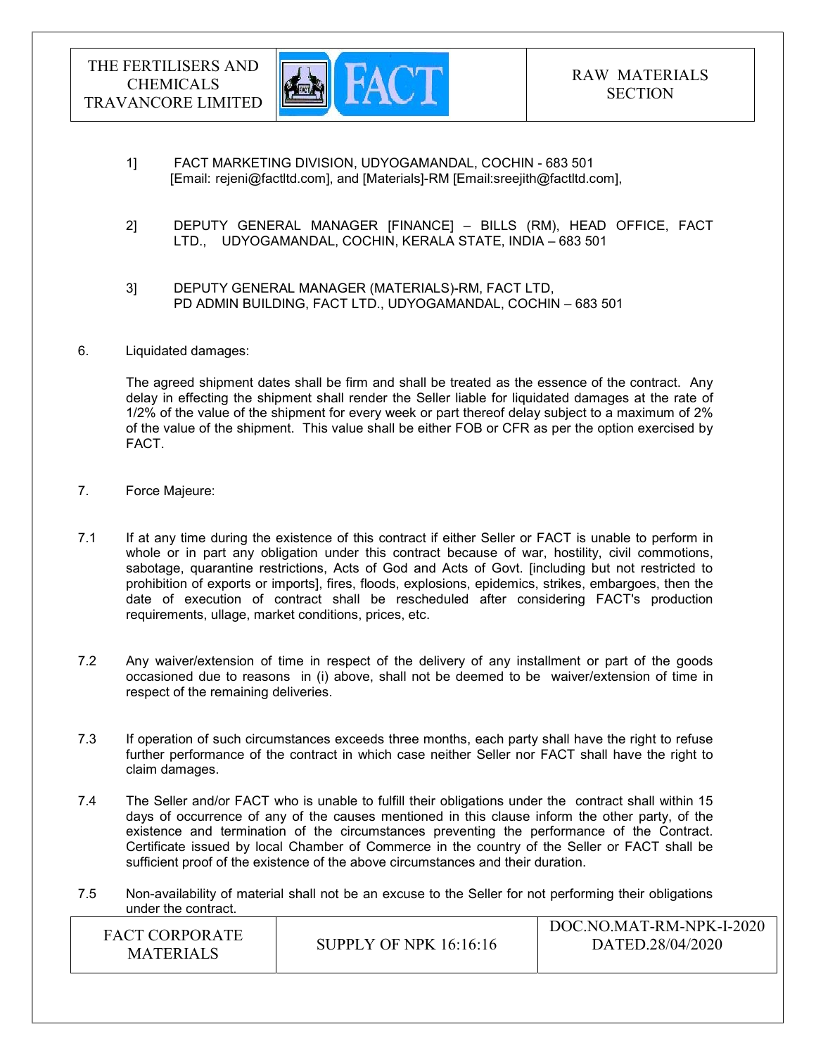1] FACT MARKETING DIVISION, UDYOGAMANDAL, COCHIN - 683 501
[Email: rejeni@factltd.com], and [Materials]-RM [Email:sreejith@factltd.com],

2] DEPUTY GENERAL MANAGER [FINANCE] – BILLS (RM), HEAD OFFICE, FACT LTD., UDYOGAMANDAL, COCHIN, KERALA STATE, INDIA – 683 501

3] DEPUTY GENERAL MANAGER (MATERIALS)-RM, FACT LTD, PD ADMIN BUILDING, FACT LTD., UDYOGAMANDAL, COCHIN – 683 501

6. Liquidated damages:

The agreed shipment dates shall be firm and shall be treated as the essence of the contract. Any delay in effecting the shipment shall render the Seller liable for liquidated damages at the rate of 1/2% of the value of the shipment for every week or part thereof delay subject to a maximum of 2% of the value of the shipment. This value shall be either FOB or CFR as per the option exercised by FACT.

7. Force Majeure:

7.1 If at any time during the existence of this contract if either Seller or FACT is unable to perform in whole or in part any obligation under this contract because of war, hostility, civil commotions, sabotage, quarantine restrictions, Acts of God and Acts of Govt. [including but not restricted to prohibition of exports or imports], fires, floods, explosions, epidemics, strikes, embargoes, then the date of execution of contract shall be rescheduled after considering FACT's production requirements, ullage, market conditions, prices, etc.

7.2 Any waiver/extension of time in respect of the delivery of any installment or part of the goods occasioned due to reasons in (i) above, shall not be deemed to be waiver/extension of time in respect of the remaining deliveries.

7.3 If operation of such circumstances exceeds three months, each party shall have the right to refuse further performance of the contract in which case neither Seller nor FACT shall have the right to claim damages.

7.4 The Seller and/or FACT who is unable to fulfill their obligations under the contract shall within 15 days of occurrence of any of the causes mentioned in this clause inform the other party, of the existence and termination of the circumstances preventing the performance of the Contract. Certificate issued by local Chamber of Commerce in the country of the Seller or FACT shall be sufficient proof of the existence of the above circumstances and their duration.

7.5 Non-availability of material shall not be an excuse to the Seller for not performing their obligations under the contract.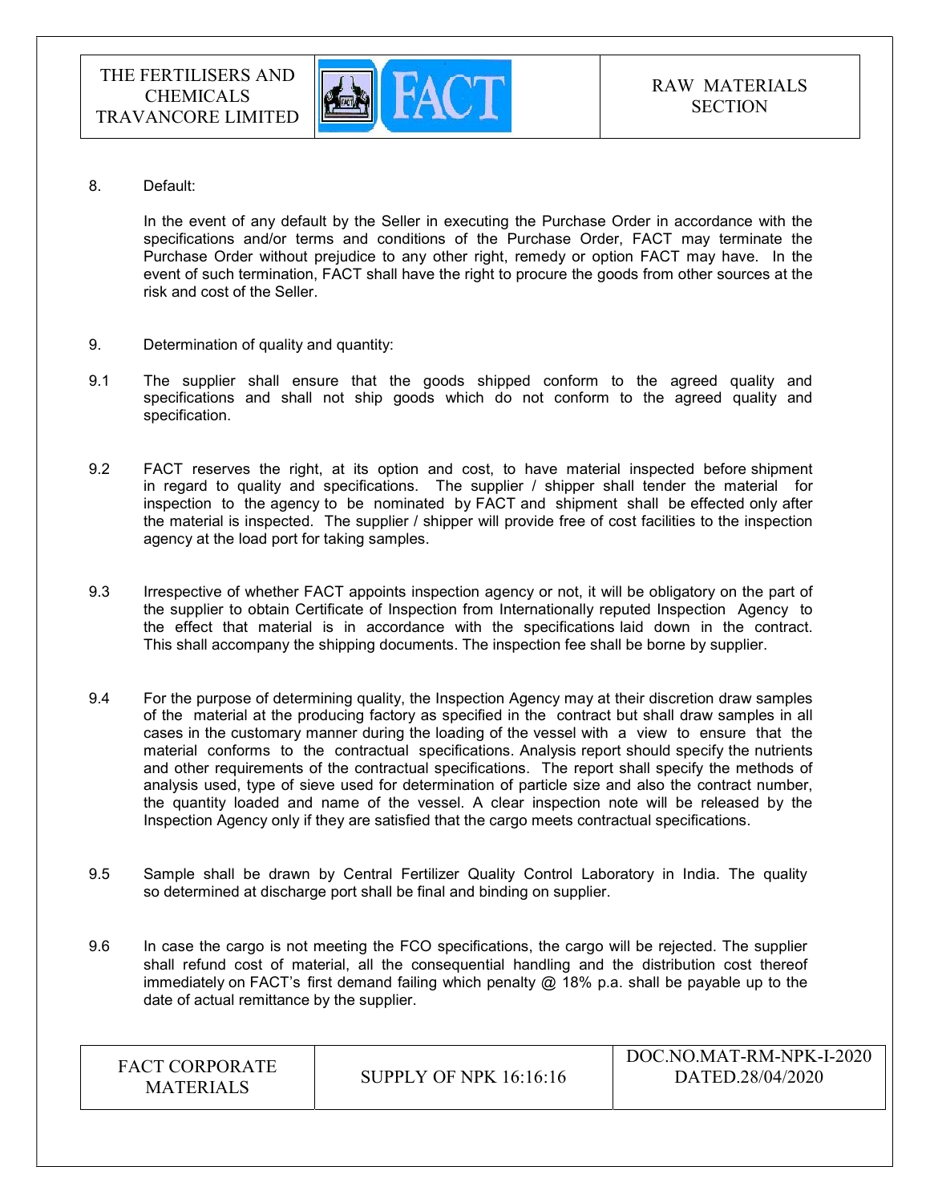8. Default:

   In the event of any default by the Seller in executing the Purchase Order in accordance with the specifications and/or terms and conditions of the Purchase Order, FACT may terminate the Purchase Order without prejudice to any other right, remedy or option FACT may have. In the event of such termination, FACT shall have the right to procure the goods from other sources at the risk and cost of the Seller.

9. Determination of quality and quantity:

9.1 The supplier shall ensure that the goods shipped conform to the agreed quality and specifications and shall not ship goods which do not conform to the agreed quality and specification.

9.2 FACT reserves the right, at its option and cost, to have material inspected before shipment in regard to quality and specifications. The supplier / shipper shall tender the material for inspection to the agency to be nominated by FACT and shipment shall be effected only after the material is inspected. The supplier / shipper will provide free of cost facilities to the inspection agency at the load port for taking samples.

9.3 Irrespective of whether FACT appoints inspection agency or not, it will be obligatory on the part of the supplier to obtain Certificate of Inspection from Internationally reputed Inspection Agency to the effect that material is in accordance with the specifications laid down in the contract. This shall accompany the shipping documents. The inspection fee shall be borne by supplier.

9.4 For the purpose of determining quality, the Inspection Agency may at their discretion draw samples of the material at the producing factory as specified in the contract but shall draw samples in all cases in the customary manner during the loading of the vessel with a view to ensure that the material conforms to the contractual specifications. Analysis report should specify the nutrients and other requirements of the contractual specifications. The report shall specify the methods of analysis used, type of sieve used for determination of particle size and also the contract number, the quantity loaded and name of the vessel. A clear inspection note will be released by the Inspection Agency only if they are satisfied that the cargo meets contractual specifications.

9.5 Sample shall be drawn by Central Fertilizer Quality Control Laboratory in India. The quality so determined at discharge port shall be final and binding on supplier.

9.6 In case the cargo is not meeting the FCO specifications, the cargo will be rejected. The supplier shall refund cost of material, all the consequential handling and the distribution cost thereof immediately on FACT's first demand failing which penalty @ 18% p.a. shall be payable up to the date of actual remittance by the supplier.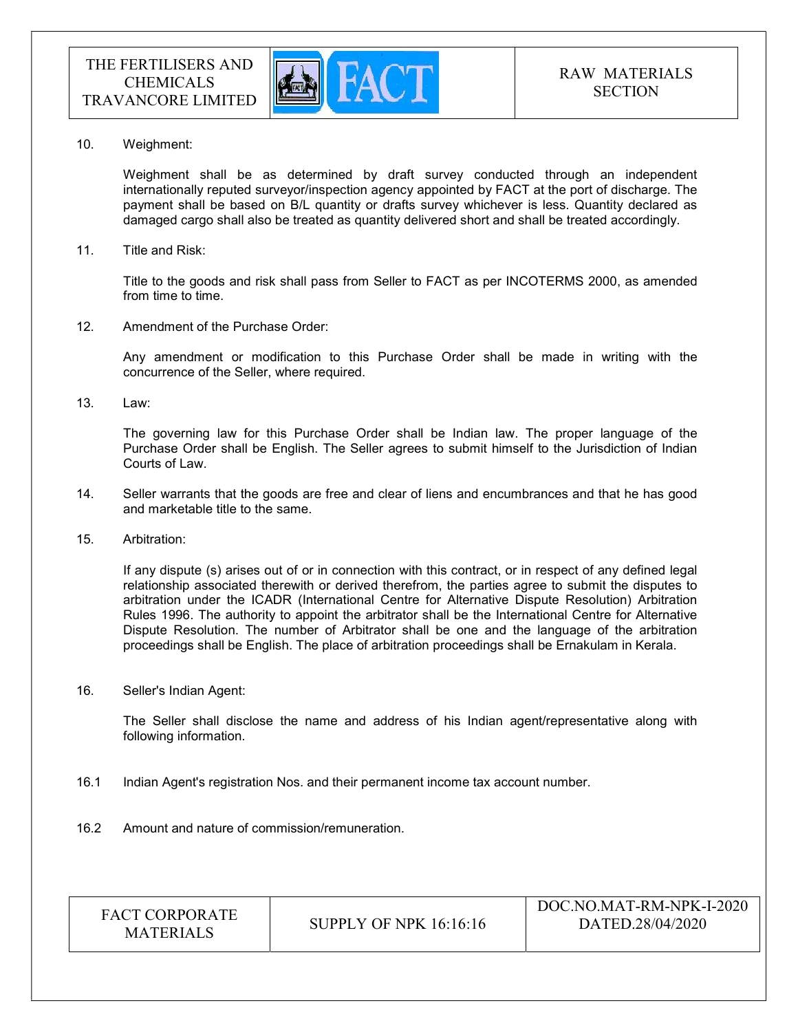10. Weighment:

    Weighment shall be as determined by draft survey conducted through an independent internationally reputed surveyor/inspection agency appointed by FACT at the port of discharge. The payment shall be based on B/L quantity or drafts survey whichever is less. Quantity declared as damaged cargo shall also be treated as quantity delivered short and shall be treated accordingly.

11. Title and Risk:

    Title to the goods and risk shall pass from Seller to FACT as per INCOTERMS 2000, as amended from time to time.

12. Amendment of the Purchase Order:

    Any amendment or modification to this Purchase Order shall be made in writing with the concurrence of the Seller, where required.

13. Law:

    The governing law for this Purchase Order shall be Indian law. The proper language of the Purchase Order shall be English. The Seller agrees to submit himself to the Jurisdiction of Indian Courts of Law.

14. Seller warrants that the goods are free and clear of liens and encumbrances and that he has good and marketable title to the same.

15. Arbitration:

    If any dispute (s) arises out of or in connection with this contract, or in respect of any defined legal relationship associated therewith or derived therefrom, the parties agree to submit the disputes to arbitration under the ICADR (International Centre for Alternative Dispute Resolution) Arbitration Rules 1996. The authority to appoint the arbitrator shall be the International Centre for Alternative Dispute Resolution. The number of Arbitrator shall be one and the language of the arbitration proceedings shall be English. The place of arbitration proceedings shall be Ernakulam in Kerala.

16. Seller's Indian Agent:

    The Seller shall disclose the name and address of his Indian agent/representative along with following information.

16.1 Indian Agent's registration Nos. and their permanent income tax account number.

16.2 Amount and nature of commission/remuneration.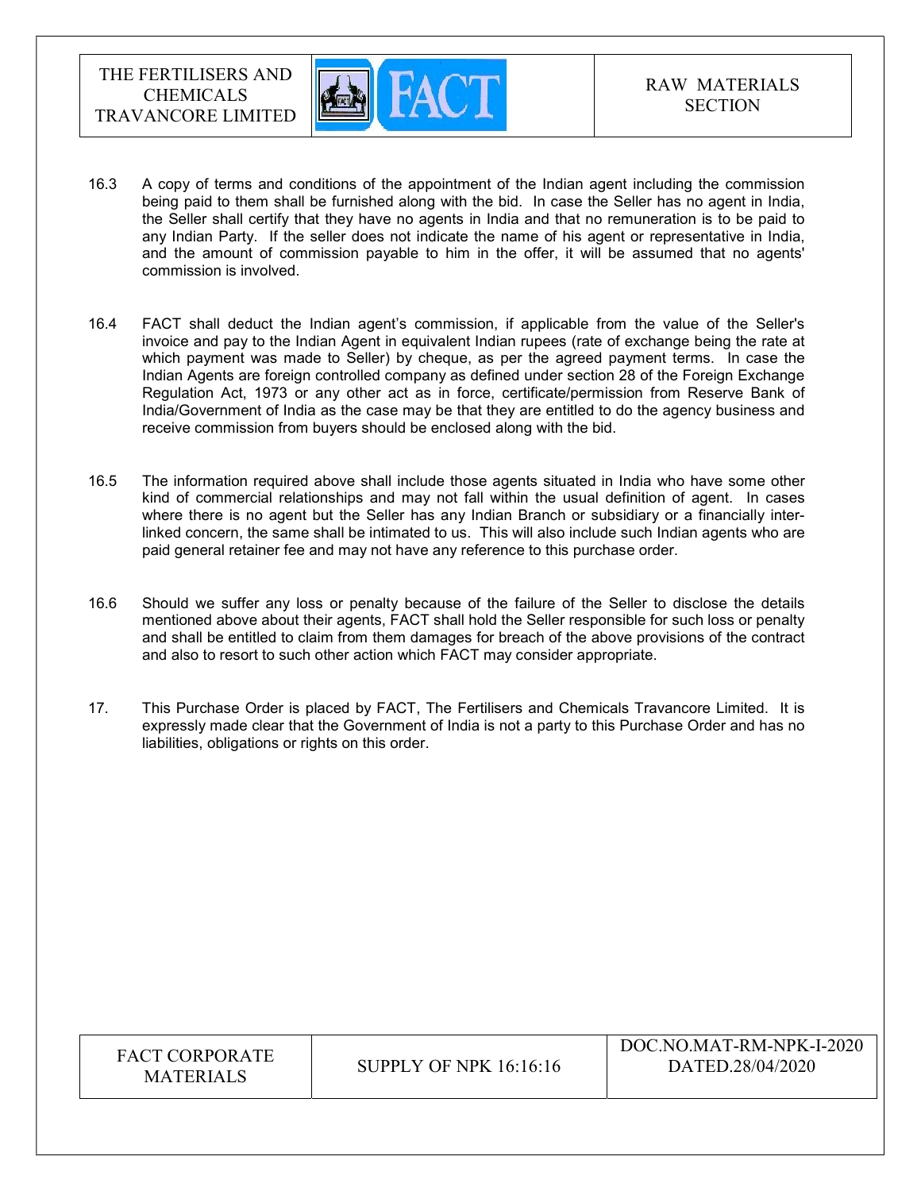16.3 A copy of terms and conditions of the appointment of the Indian agent including the commission being paid to them shall be furnished along with the bid. In case the Seller has no agent in India, the Seller shall certify that they have no agents in India and that no remuneration is to be paid to any Indian Party. If the seller does not indicate the name of his agent or representative in India, and the amount of commission payable to him in the offer, it will be assumed that no agents' commission is involved.

16.4 FACT shall deduct the Indian agent's commission, if applicable from the value of the Seller's invoice and pay to the Indian Agent in equivalent Indian rupees (rate of exchange being the rate at which payment was made to Seller) by cheque, as per the agreed payment terms. In case the Indian Agents are foreign controlled company as defined under section 28 of the Foreign Exchange Regulation Act, 1973 or any other act as in force, certificate/permission from Reserve Bank of India/Government of India as the case may be that they are entitled to do the agency business and receive commission from buyers should be enclosed along with the bid.

16.5 The information required above shall include those agents situated in India who have some other kind of commercial relationships and may not fall within the usual definition of agent. In cases where there is no agent but the Seller has any Indian Branch or subsidiary or a financially inter-linked concern, the same shall be intimated to us. This will also include such Indian agents who are paid general retainer fee and may not have any reference to this purchase order.

16.6 Should we suffer any loss or penalty because of the failure of the Seller to disclose the details mentioned above about their agents, FACT shall hold the Seller responsible for such loss or penalty and shall be entitled to claim from them damages for breach of the above provisions of the contract and also to resort to such other action which FACT may consider appropriate.

17. This Purchase Order is placed by FACT, The Fertilisers and Chemicals Travancore Limited. It is expressly made clear that the Government of India is not a party to this Purchase Order and has no liabilities, obligations or rights on this order.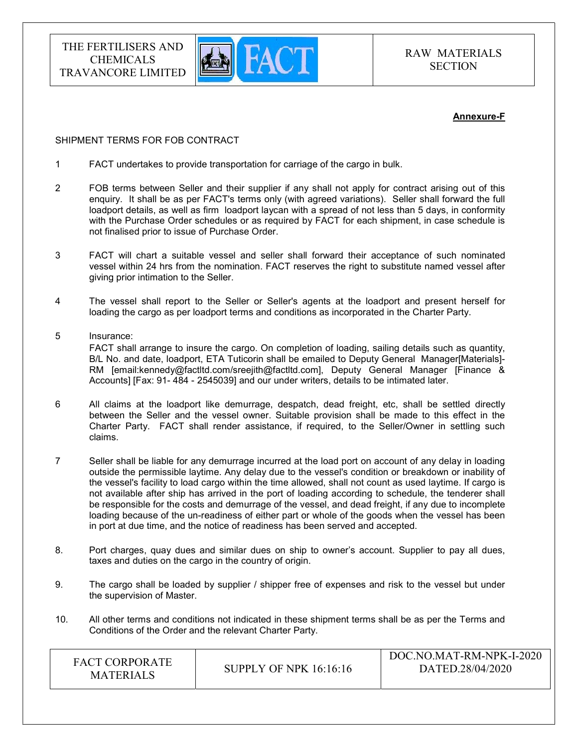**Annexure-F**

SHIPMENT TERMS FOR FOB CONTRACT

1. FACT undertakes to provide transportation for carriage of the cargo in bulk.

2. FOB terms between Seller and their supplier if any shall not apply for contract arising out of this enquiry. It shall be as per FACT's terms only (with agreed variations). Seller shall forward the full loadport details, as well as firm loadport laycan with a spread of not less than 5 days, in conformity with the Purchase Order schedules or as required by FACT for each shipment, in case schedule is not finalised prior to issue of Purchase Order.

3. FACT will chart a suitable vessel and seller shall forward their acceptance of such nominated vessel within 24 hrs from the nomination. FACT reserves the right to substitute named vessel after giving prior intimation to the Seller.

4. The vessel shall report to the Seller or Seller's agents at the loadport and present herself for loading the cargo as per loadport terms and conditions as incorporated in the Charter Party.

5. Insurance:
   FACT shall arrange to insure the cargo. On completion of loading, sailing details such as quantity, B/L No. and date, loadport, ETA Tuticorin shall be emailed to Deputy General Manager[Materials]-RM [email:kennedy@factltd.com/sreejith@factltd.com], Deputy General Manager [Finance & Accounts] [Fax: 91- 484 - 2545039] and our under writers, details to be intimated later.

6. All claims at the loadport like demurrage, despatch, dead freight, etc, shall be settled directly between the Seller and the vessel owner. Suitable provision shall be made to this effect in the Charter Party. FACT shall render assistance, if required, to the Seller/Owner in settling such claims.

7. Seller shall be liable for any demurrage incurred at the load port on account of any delay in loading outside the permissible laytime. Any delay due to the vessel's condition or breakdown or inability of the vessel's facility to load cargo within the time allowed, shall not count as used laytime. If cargo is not available after ship has arrived in the port of loading according to schedule, the tenderer shall be responsible for the costs and demurrage of the vessel, and dead freight, if any due to incomplete loading because of the un-readiness of either part or whole of the goods when the vessel has been in port at due time, and the notice of readiness has been served and accepted.

8. Port charges, quay dues and similar dues on ship to owner's account. Supplier to pay all dues, taxes and duties on the cargo in the country of origin.

9. The cargo shall be loaded by supplier / shipper free of expenses and risk to the vessel but under the supervision of Master.

10. All other terms and conditions not indicated in these shipment terms shall be as per the Terms and Conditions of the Order and the relevant Charter Party.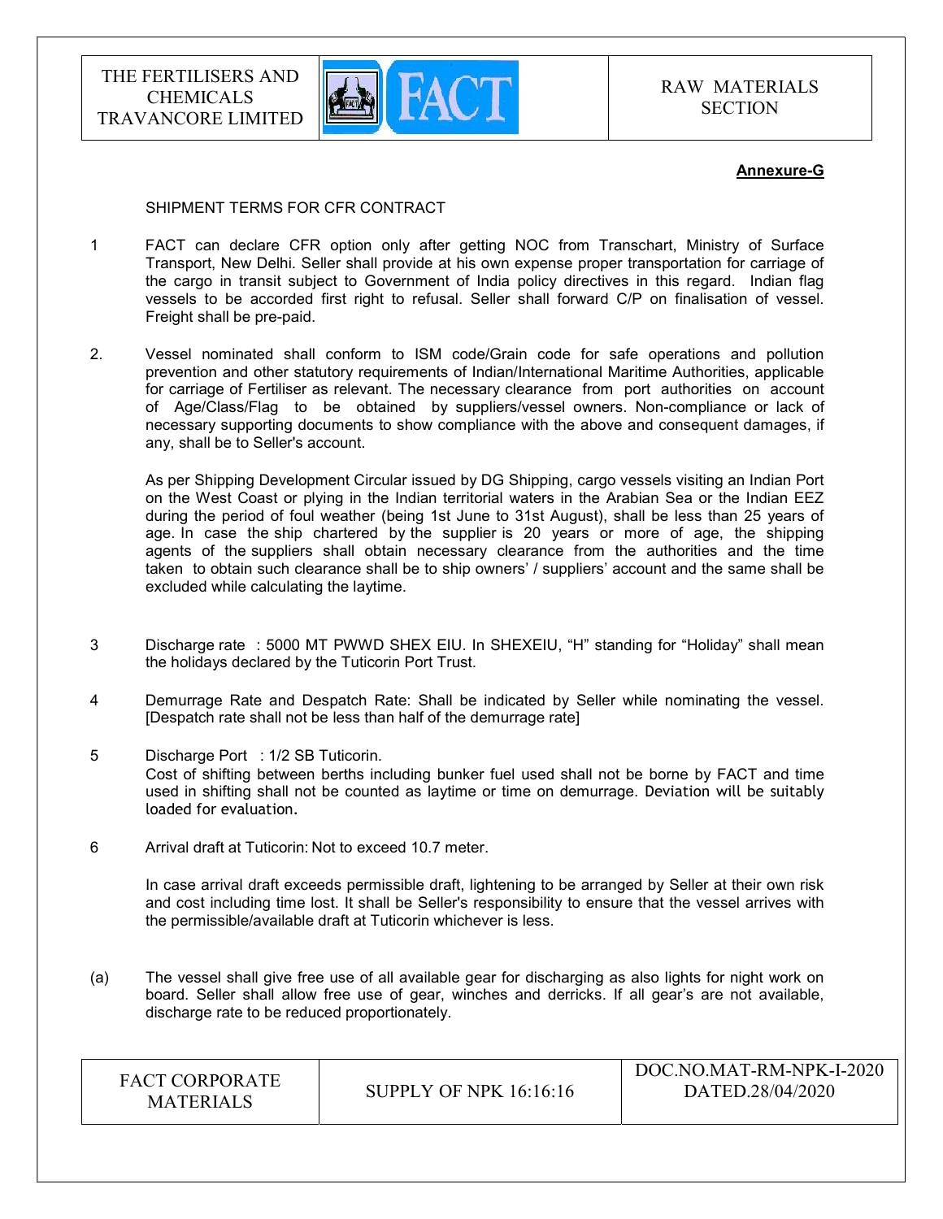**Annexure-G**

SHIPMENT TERMS FOR CFR CONTRACT

1. FACT can declare CFR option only after getting NOC from Transchart, Ministry of Surface Transport, New Delhi. Seller shall provide at his own expense proper transportation for carriage of the cargo in transit subject to Government of India policy directives in this regard. Indian flag vessels to be accorded first right to refusal. Seller shall forward C/P on finalisation of vessel. Freight shall be pre-paid.

2. Vessel nominated shall conform to ISM code/Grain code for safe operations and pollution prevention and other statutory requirements of Indian/International Maritime Authorities, applicable for carriage of Fertiliser as relevant. The necessary clearance from port authorities on account of Age/Class/Flag to be obtained by suppliers/vessel owners. Non-compliance or lack of necessary supporting documents to show compliance with the above and consequent damages, if any, shall be to Seller's account.

   As per Shipping Development Circular issued by DG Shipping, cargo vessels visiting an Indian Port on the West Coast or plying in the Indian territorial waters in the Arabian Sea or the Indian EEZ during the period of foul weather (being 1st June to 31st August), shall be less than 25 years of age. In case the ship chartered by the supplier is 20 years or more of age, the shipping agents of the suppliers shall obtain necessary clearance from the authorities and the time taken to obtain such clearance shall be to ship owners' / suppliers' account and the same shall be excluded while calculating the laytime.

3. Discharge rate : 5000 MT PWWD SHEX EIU. In SHEXEIU, "H" standing for "Holiday" shall mean the holidays declared by the Tuticorin Port Trust.

4. Demurrage Rate and Despatch Rate: Shall be indicated by Seller while nominating the vessel. [Despatch rate shall not be less than half of the demurrage rate]

5. Discharge Port : 1/2 SB Tuticorin.
   Cost of shifting between berths including bunker fuel used shall not be borne by FACT and time used in shifting shall not be counted as laytime or time on demurrage. Deviation will be suitably loaded for evaluation.

6. Arrival draft at Tuticorin: Not to exceed 10.7 meter.

   In case arrival draft exceeds permissible draft, lightening to be arranged by Seller at their own risk and cost including time lost. It shall be Seller's responsibility to ensure that the vessel arrives with the permissible/available draft at Tuticorin whichever is less.

(a) The vessel shall give free use of all available gear for discharging as also lights for night work on board. Seller shall allow free use of gear, winches and derricks. If all gear's are not available, discharge rate to be reduced proportionately.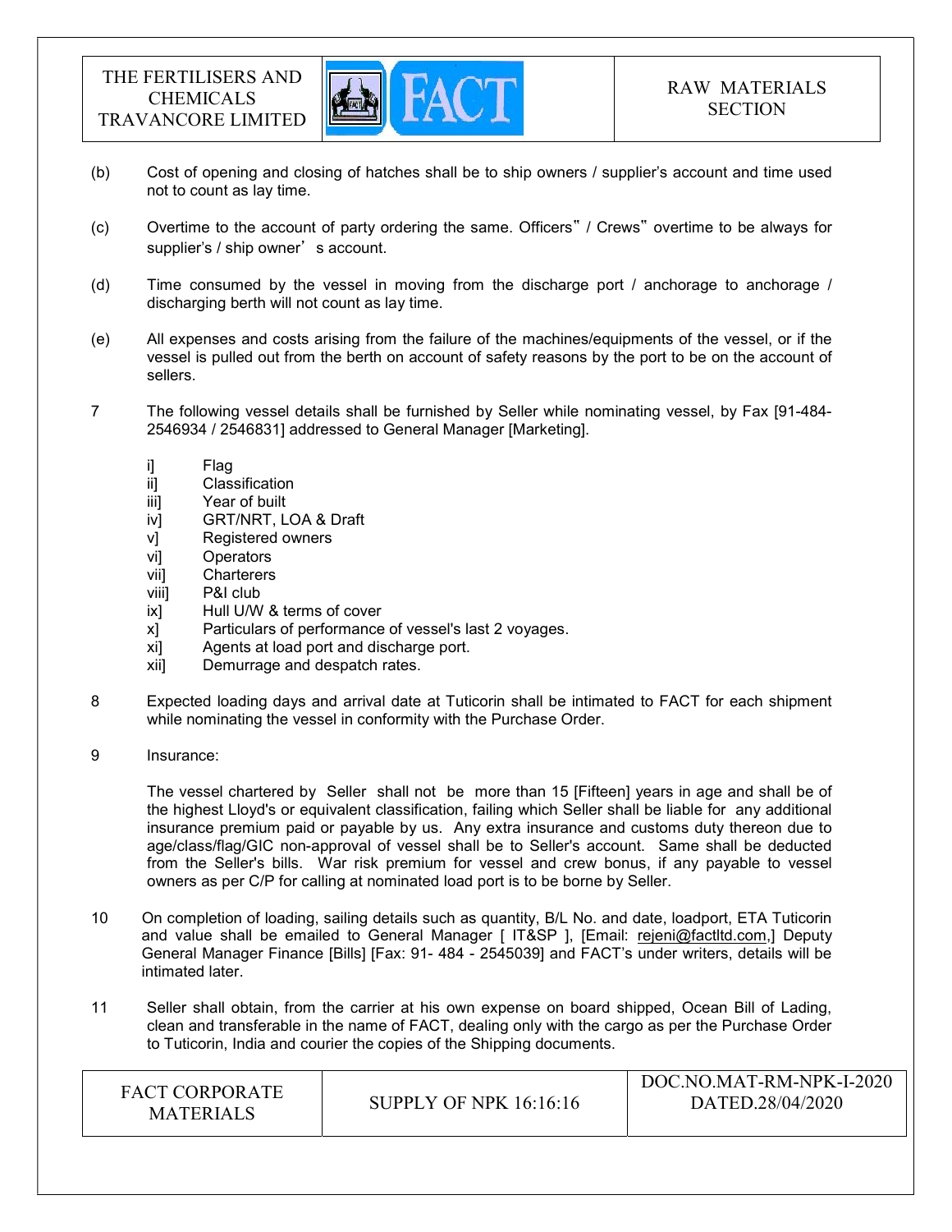(b) Cost of opening and closing of hatches shall be to ship owners / supplier's account and time used not to count as lay time.

(c) Overtime to the account of party ordering the same. Officers" / Crews" overtime to be always for supplier's / ship owner' s account.

(d) Time consumed by the vessel in moving from the discharge port / anchorage to anchorage / discharging berth will not count as lay time.

(e) All expenses and costs arising from the failure of the machines/equipments of the vessel, or if the vessel is pulled out from the berth on account of safety reasons by the port to be on the account of sellers.

7 The following vessel details shall be furnished by Seller while nominating vessel, by Fax [91-484-2546934 / 2546831] addressed to General Manager [Marketing].

- i] Flag
- ii] Classification
- iii] Year of built
- iv] GRT/NRT, LOA & Draft
- v] Registered owners
- vi] Operators
- vii] Charterers
- viii] P&I club
- ix] Hull U/W & terms of cover
- x] Particulars of performance of vessel's last 2 voyages.
- xi] Agents at load port and discharge port.
- xii] Demurrage and despatch rates.

8 Expected loading days and arrival date at Tuticorin shall be intimated to FACT for each shipment while nominating the vessel in conformity with the Purchase Order.

9 Insurance:

The vessel chartered by Seller shall not be more than 15 [Fifteen] years in age and shall be of the highest Lloyd's or equivalent classification, failing which Seller shall be liable for any additional insurance premium paid or payable by us. Any extra insurance and customs duty thereon due to age/class/flag/GIC non-approval of vessel shall be to Seller's account. Same shall be deducted from the Seller's bills. War risk premium for vessel and crew bonus, if any payable to vessel owners as per C/P for calling at nominated load port is to be borne by Seller.

10 On completion of loading, sailing details such as quantity, B/L No. and date, loadport, ETA Tuticorin and value shall be emailed to General Manager [ IT&SP ], [Email: rejeni@factltd.com,] Deputy General Manager Finance [Bills] [Fax: 91- 484 - 2545039] and FACT's under writers, details will be intimated later.

11 Seller shall obtain, from the carrier at his own expense on board shipped, Ocean Bill of Lading, clean and transferable in the name of FACT, dealing only with the cargo as per the Purchase Order to Tuticorin, India and courier the copies of the Shipping documents.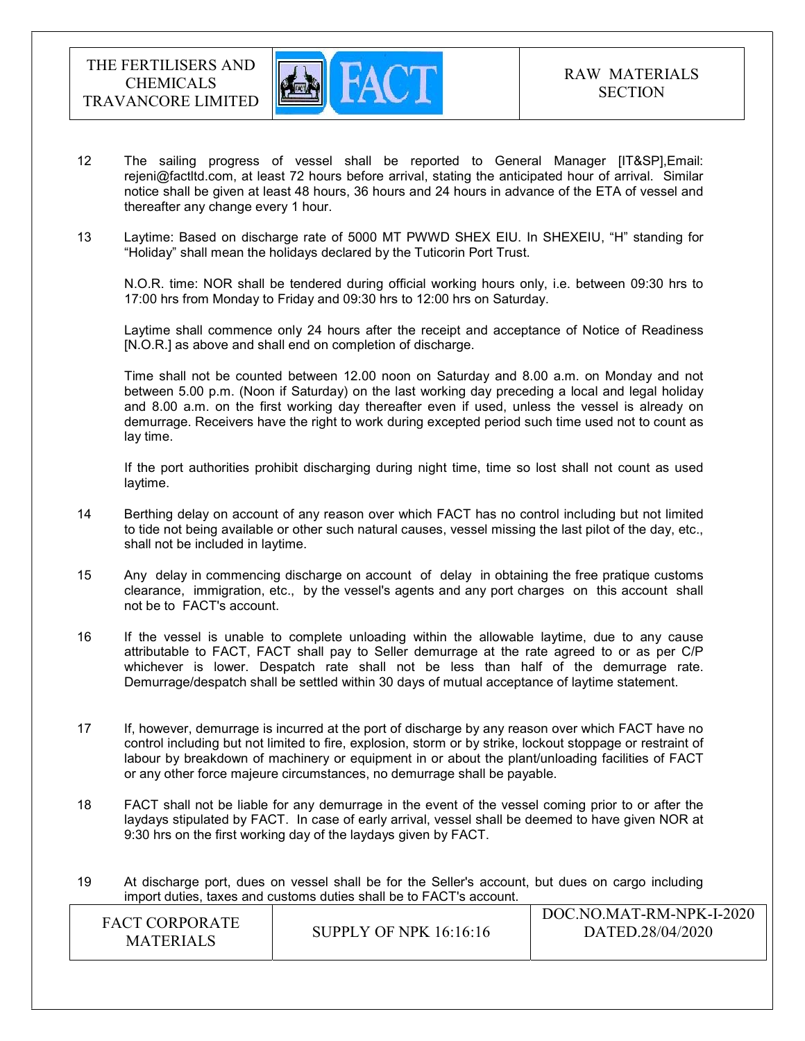12 The sailing progress of vessel shall be reported to General Manager [IT&SP],Email: rejeni@factltd.com, at least 72 hours before arrival, stating the anticipated hour of arrival. Similar notice shall be given at least 48 hours, 36 hours and 24 hours in advance of the ETA of vessel and thereafter any change every 1 hour.

13 Laytime: Based on discharge rate of 5000 MT PWWD SHEX EIU. In SHEXEIU, "H" standing for "Holiday" shall mean the holidays declared by the Tuticorin Port Trust.

N.O.R. time: NOR shall be tendered during official working hours only, i.e. between 09:30 hrs to 17:00 hrs from Monday to Friday and 09:30 hrs to 12:00 hrs on Saturday.

Laytime shall commence only 24 hours after the receipt and acceptance of Notice of Readiness [N.O.R.] as above and shall end on completion of discharge.

Time shall not be counted between 12.00 noon on Saturday and 8.00 a.m. on Monday and not between 5.00 p.m. (Noon if Saturday) on the last working day preceding a local and legal holiday and 8.00 a.m. on the first working day thereafter even if used, unless the vessel is already on demurrage. Receivers have the right to work during excepted period such time used not to count as lay time.

If the port authorities prohibit discharging during night time, time so lost shall not count as used laytime.

14 Berthing delay on account of any reason over which FACT has no control including but not limited to tide not being available or other such natural causes, vessel missing the last pilot of the day, etc., shall not be included in laytime.

15 Any delay in commencing discharge on account of delay in obtaining the free pratique customs clearance, immigration, etc., by the vessel's agents and any port charges on this account shall not be to FACT's account.

16 If the vessel is unable to complete unloading within the allowable laytime, due to any cause attributable to FACT, FACT shall pay to Seller demurrage at the rate agreed to or as per C/P whichever is lower. Despatch rate shall not be less than half of the demurrage rate. Demurrage/despatch shall be settled within 30 days of mutual acceptance of laytime statement.

17 If, however, demurrage is incurred at the port of discharge by any reason over which FACT have no control including but not limited to fire, explosion, storm or by strike, lockout stoppage or restraint of labour by breakdown of machinery or equipment in or about the plant/unloading facilities of FACT or any other force majeure circumstances, no demurrage shall be payable.

18 FACT shall not be liable for any demurrage in the event of the vessel coming prior to or after the laydays stipulated by FACT. In case of early arrival, vessel shall be deemed to have given NOR at 9:30 hrs on the first working day of the laydays given by FACT.

19 At discharge port, dues on vessel shall be for the Seller's account, but dues on cargo including import duties, taxes and customs duties shall be to FACT's account.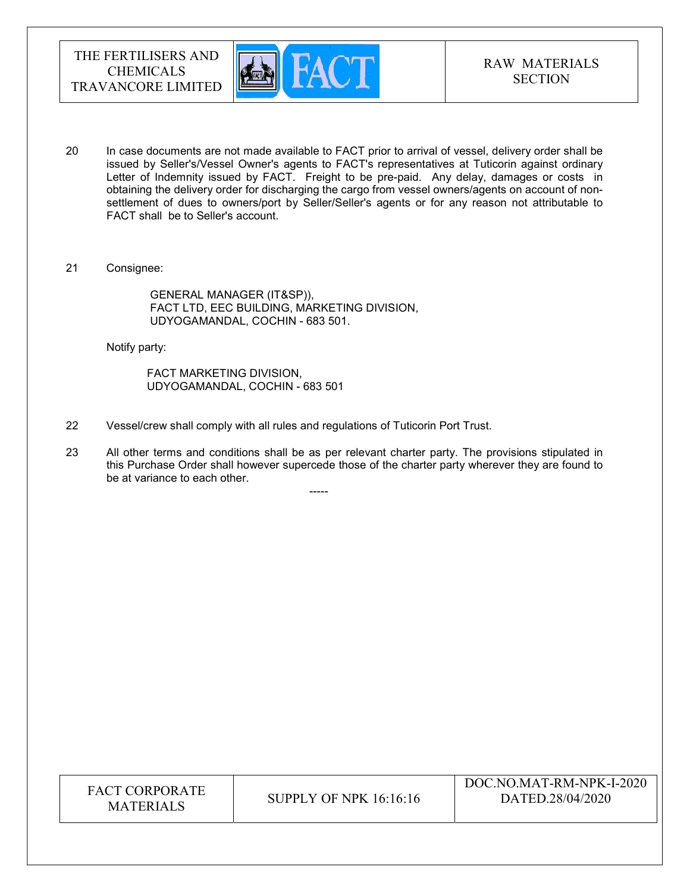20 In case documents are not made available to FACT prior to arrival of vessel, delivery order shall be issued by Seller's/Vessel Owner's agents to FACT's representatives at Tuticorin against ordinary Letter of Indemnity issued by FACT. Freight to be pre-paid. Any delay, damages or costs in obtaining the delivery order for discharging the cargo from vessel owners/agents on account of non-settlement of dues to owners/port by Seller/Seller's agents or for any reason not attributable to FACT shall be to Seller's account.

21 Consignee:

GENERAL MANAGER (IT&SP)),
FACT LTD, EEC BUILDING, MARKETING DIVISION,
UDYOGAMANDAL, COCHIN - 683 501.

Notify party:

FACT MARKETING DIVISION,
UDYOGAMANDAL, COCHIN - 683 501

22 Vessel/crew shall comply with all rules and regulations of Tuticorin Port Trust.

23 All other terms and conditions shall be as per relevant charter party. The provisions stipulated in this Purchase Order shall however supercede those of the charter party wherever they are found to be at variance to each other.

-----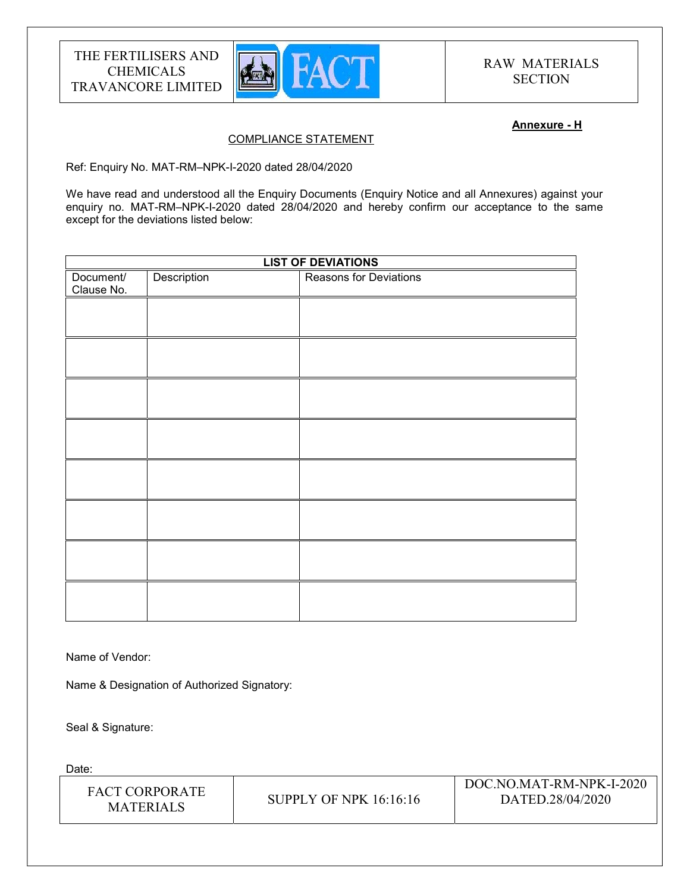**Annexure - H**

COMPLIANCE STATEMENT

Ref: Enquiry No. MAT-RM–NPK-I-2020 dated 28/04/2020

We have read and understood all the Enquiry Documents (Enquiry Notice and all Annexures) against your enquiry no. MAT-RM–NPK-I-2020 dated 28/04/2020 and hereby confirm our acceptance to the same except for the deviations listed below:

| LIST OF DEVIATIONS | | |
|---|---|---|
| Document/ Clause No. | Description | Reasons for Deviations |
| | | |
| | | |
| | | |
| | | |
| | | |
| | | |
| | | |
| | | |

Name of Vendor:

Name & Designation of Authorized Signatory:

Seal & Signature:

Date: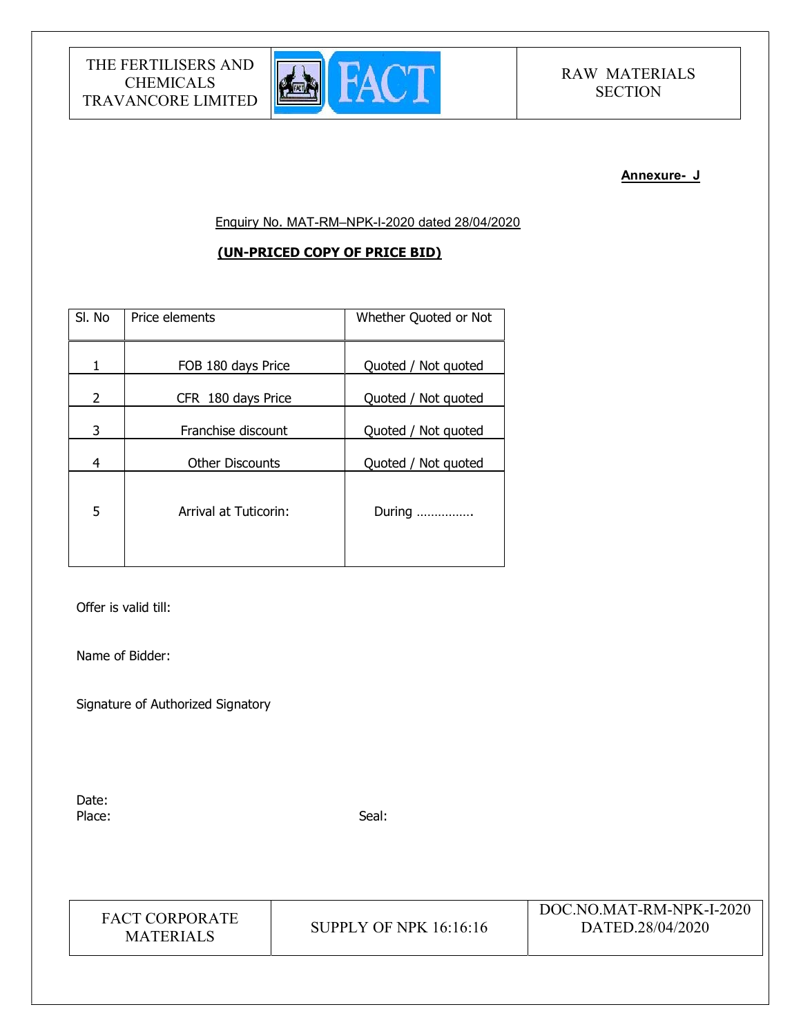**Annexure- J**

Enquiry No. MAT-RM–NPK-I-2020 dated 28/04/2020

**(UN-PRICED COPY OF PRICE BID)**

| Sl. No | Price elements | Whether Quoted or Not |
|---|---|---|
| 1 | FOB 180 days Price | Quoted / Not quoted |
| 2 | CFR 180 days Price | Quoted / Not quoted |
| 3 | Franchise discount | Quoted / Not quoted |
| 4 | Other Discounts | Quoted / Not quoted |
| 5 | Arrival at Tuticorin: | During ……………. |

Offer is valid till:

Name of Bidder:

Signature of Authorized Signatory

Date:

Place:

Seal: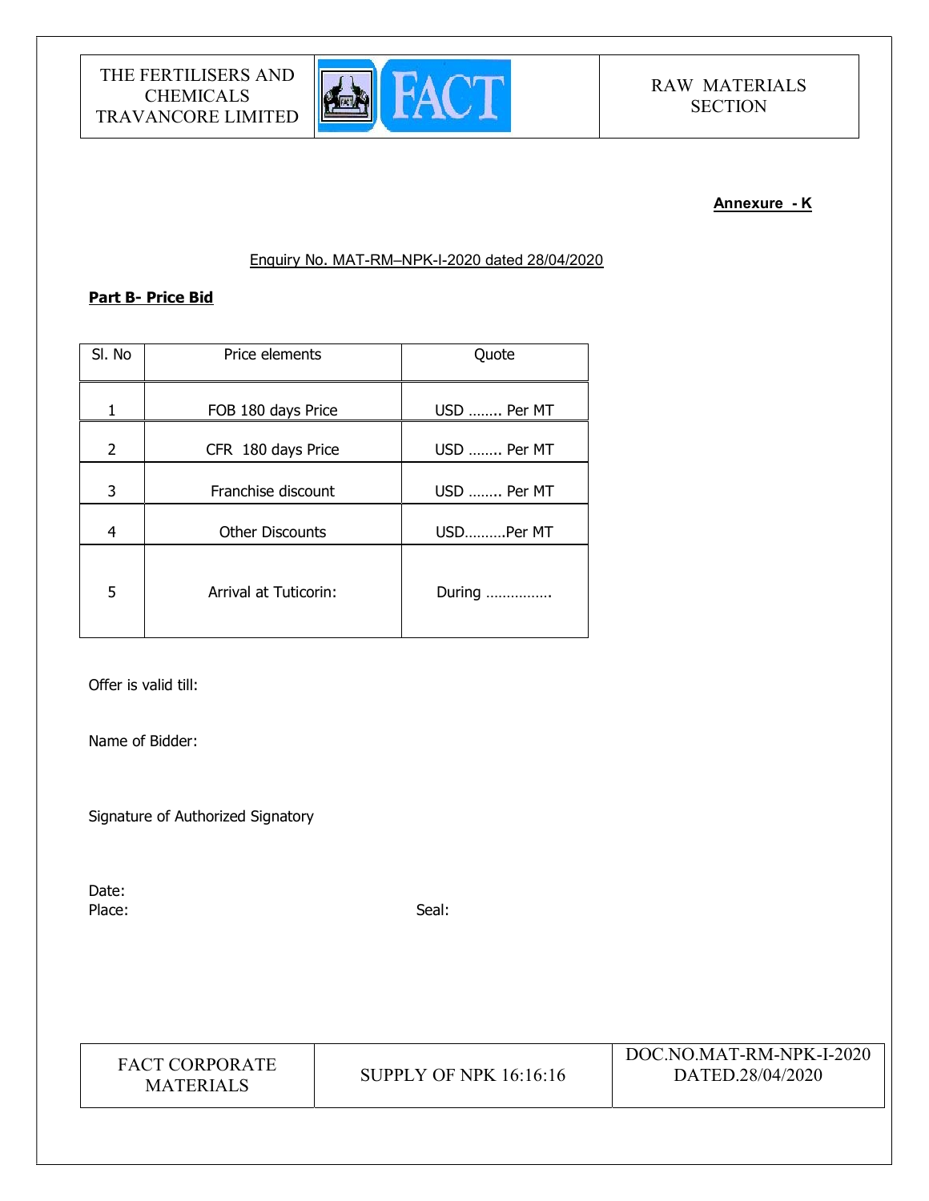**Annexure - K**

Enquiry No. MAT-RM–NPK-I-2020 dated 28/04/2020

**Part B- Price Bid**

| Sl. No | Price elements | Quote |
|---|---|---|
| 1 | FOB 180 days Price | USD …….. Per MT |
| 2 | CFR 180 days Price | USD …….. Per MT |
| 3 | Franchise discount | USD …….. Per MT |
| 4 | Other Discounts | USD……….Per MT |
| 5 | Arrival at Tuticorin: | During ……………. |

Offer is valid till:

Name of Bidder:

Signature of Authorized Signatory

Date:

Place: Seal: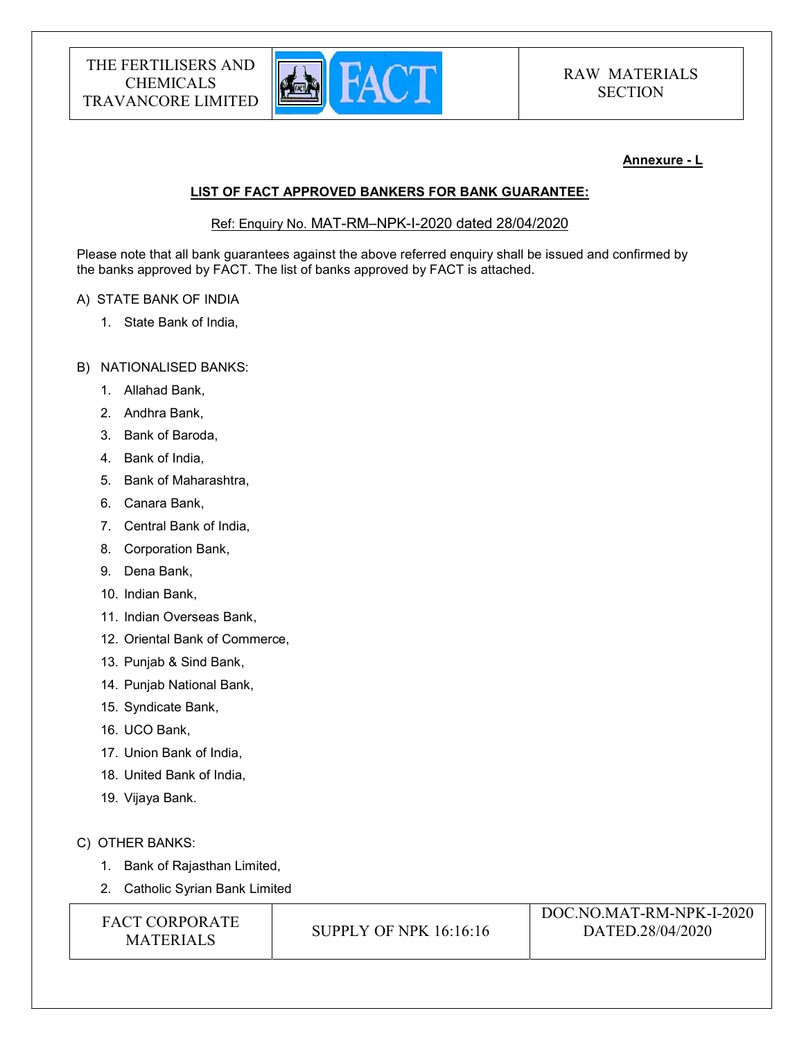**Annexure - L**

**LIST OF FACT APPROVED BANKERS FOR BANK GUARANTEE:**

Ref: Enquiry No. MAT-RM–NPK-I-2020 dated 28/04/2020

Please note that all bank guarantees against the above referred enquiry shall be issued and confirmed by the banks approved by FACT. The list of banks approved by FACT is attached.

A) STATE BANK OF INDIA

1. State Bank of India,

B) NATIONALISED BANKS:

1. Allahad Bank,
2. Andhra Bank,
3. Bank of Baroda,
4. Bank of India,
5. Bank of Maharashtra,
6. Canara Bank,
7. Central Bank of India,
8. Corporation Bank,
9. Dena Bank,
10. Indian Bank,
11. Indian Overseas Bank,
12. Oriental Bank of Commerce,
13. Punjab & Sind Bank,
14. Punjab National Bank,
15. Syndicate Bank,
16. UCO Bank,
17. Union Bank of India,
18. United Bank of India,
19. Vijaya Bank.

C) OTHER BANKS:

1. Bank of Rajasthan Limited,
2. Catholic Syrian Bank Limited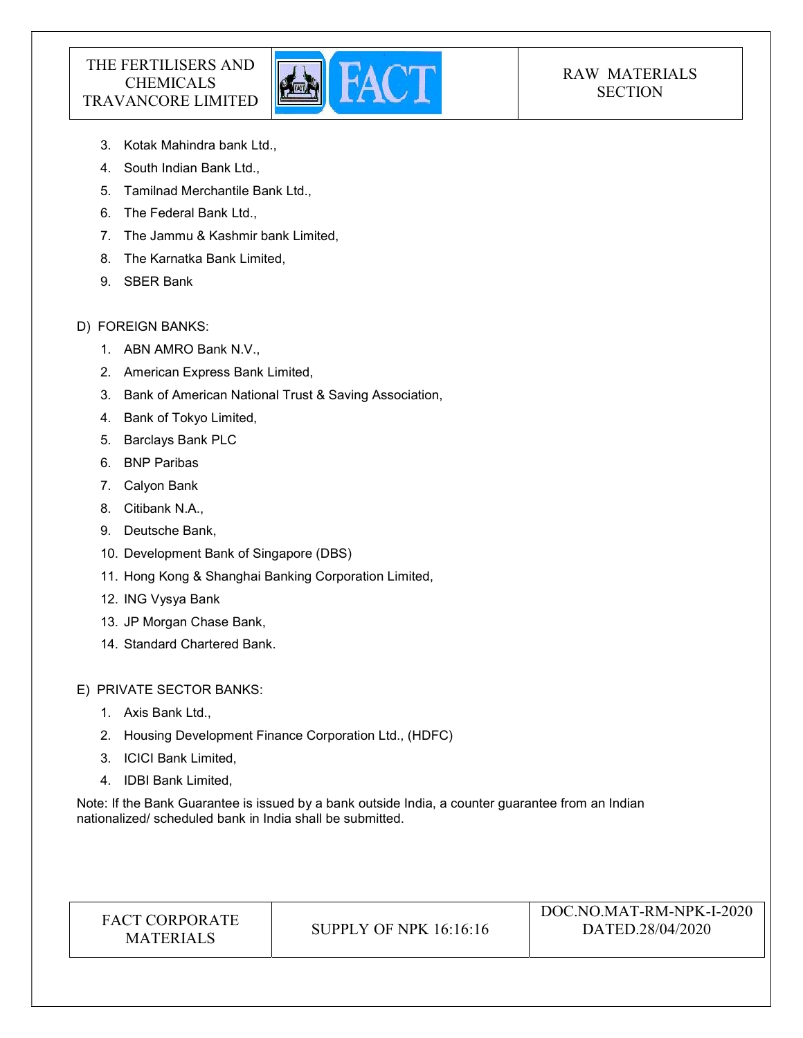3. Kotak Mahindra bank Ltd.,
4. South Indian Bank Ltd.,
5. Tamilnad Merchantile Bank Ltd.,
6. The Federal Bank Ltd.,
7. The Jammu & Kashmir bank Limited,
8. The Karnatka Bank Limited,
9. SBER Bank

D) FOREIGN BANKS:

1. ABN AMRO Bank N.V.,
2. American Express Bank Limited,
3. Bank of American National Trust & Saving Association,
4. Bank of Tokyo Limited,
5. Barclays Bank PLC
6. BNP Paribas
7. Calyon Bank
8. Citibank N.A.,
9. Deutsche Bank,
10. Development Bank of Singapore (DBS)
11. Hong Kong & Shanghai Banking Corporation Limited,
12. ING Vysya Bank
13. JP Morgan Chase Bank,
14. Standard Chartered Bank.

E) PRIVATE SECTOR BANKS:

1. Axis Bank Ltd.,
2. Housing Development Finance Corporation Ltd., (HDFC)
3. ICICI Bank Limited,
4. IDBI Bank Limited,

Note: If the Bank Guarantee is issued by a bank outside India, a counter guarantee from an Indian nationalized/ scheduled bank in India shall be submitted.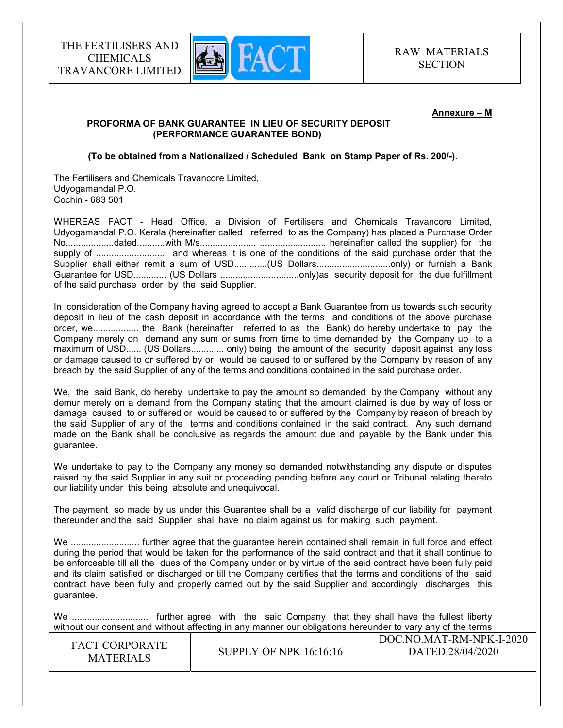**Annexure – M**

**PROFORMA OF BANK GUARANTEE IN LIEU OF SECURITY DEPOSIT (PERFORMANCE GUARANTEE BOND)**

**(To be obtained from a Nationalized / Scheduled Bank on Stamp Paper of Rs. 200/-).**

The Fertilisers and Chemicals Travancore Limited,
Udyogamandal P.O.
Cochin - 683 501

WHEREAS FACT - Head Office, a Division of Fertilisers and Chemicals Travancore Limited, Udyogamandal P.O. Kerala (hereinafter called referred to as the Company) has placed a Purchase Order No...................dated...........with M/s..................... .......................... hereinafter called the supplier) for the supply of ........................... and whereas it is one of the conditions of the said purchase order that the Supplier shall either remit a sum of USD.............(US Dollars............................only) or furnish a Bank Guarantee for USD............. (US Dollars ...............................only)as security deposit for the due fulfillment of the said purchase order by the said Supplier.

In consideration of the Company having agreed to accept a Bank Guarantee from us towards such security deposit in lieu of the cash deposit in accordance with the terms and conditions of the above purchase order, we.................. the Bank (hereinafter referred to as the Bank) do hereby undertake to pay the Company merely on demand any sum or sums from time to time demanded by the Company up to a maximum of USD...... (US Dollars............. only) being the amount of the security deposit against any loss or damage caused to or suffered by or would be caused to or suffered by the Company by reason of any breach by the said Supplier of any of the terms and conditions contained in the said purchase order.

We, the said Bank, do hereby undertake to pay the amount so demanded by the Company without any demur merely on a demand from the Company stating that the amount claimed is due by way of loss or damage caused to or suffered or would be caused to or suffered by the Company by reason of breach by the said Supplier of any of the terms and conditions contained in the said contract. Any such demand made on the Bank shall be conclusive as regards the amount due and payable by the Bank under this guarantee.

We undertake to pay to the Company any money so demanded notwithstanding any dispute or disputes raised by the said Supplier in any suit or proceeding pending before any court or Tribunal relating thereto our liability under this being absolute and unequivocal.

The payment so made by us under this Guarantee shall be a valid discharge of our liability for payment thereunder and the said Supplier shall have no claim against us for making such payment.

We ........................... further agree that the guarantee herein contained shall remain in full force and effect during the period that would be taken for the performance of the said contract and that it shall continue to be enforceable till all the dues of the Company under or by virtue of the said contract have been fully paid and its claim satisfied or discharged or till the Company certifies that the terms and conditions of the said contract have been fully and properly carried out by the said Supplier and accordingly discharges this guarantee.

We ............................. further agree with the said Company that they shall have the fullest liberty without our consent and without affecting in any manner our obligations hereunder to vary any of the terms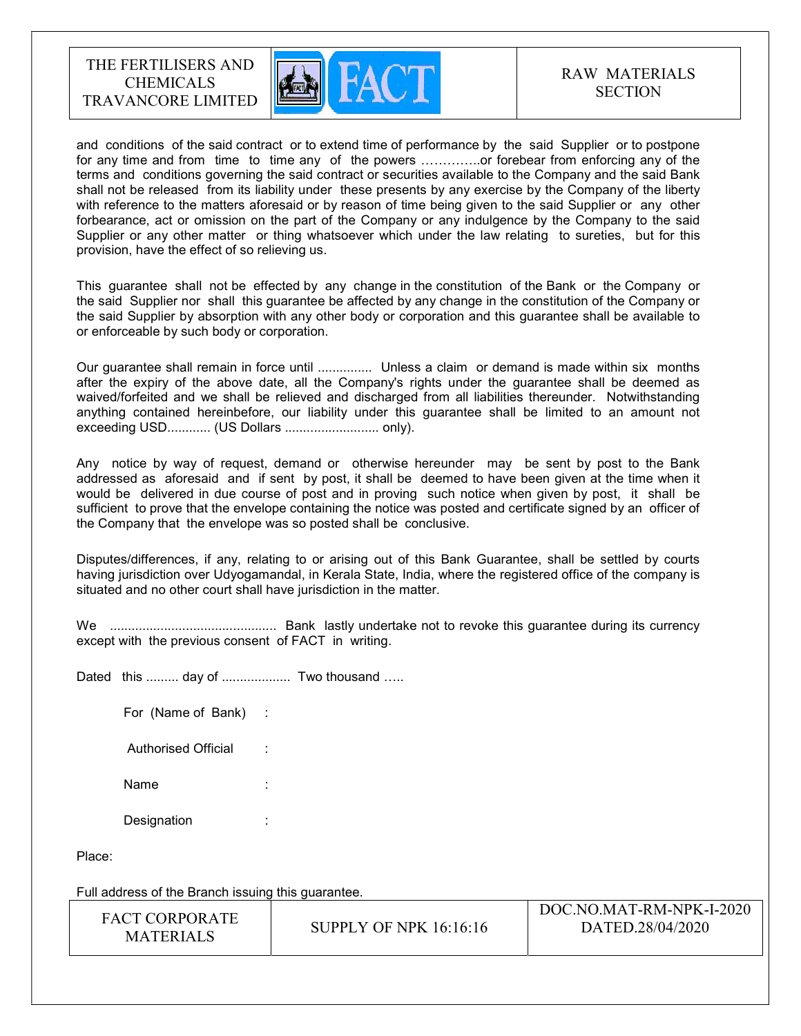and conditions of the said contract or to extend time of performance by the said Supplier or to postpone for any time and from time to time any of the powers …………..or forebear from enforcing any of the terms and conditions governing the said contract or securities available to the Company and the said Bank shall not be released from its liability under these presents by any exercise by the Company of the liberty with reference to the matters aforesaid or by reason of time being given to the said Supplier or any other forbearance, act or omission on the part of the Company or any indulgence by the Company to the said Supplier or any other matter or thing whatsoever which under the law relating to sureties, but for this provision, have the effect of so relieving us.

This guarantee shall not be effected by any change in the constitution of the Bank or the Company or the said Supplier nor shall this guarantee be affected by any change in the constitution of the Company or the said Supplier by absorption with any other body or corporation and this guarantee shall be available to or enforceable by such body or corporation.

Our guarantee shall remain in force until ............... Unless a claim or demand is made within six months after the expiry of the above date, all the Company's rights under the guarantee shall be deemed as waived/forfeited and we shall be relieved and discharged from all liabilities thereunder. Notwithstanding anything contained hereinbefore, our liability under this guarantee shall be limited to an amount not exceeding USD............ (US Dollars .......................... only).

Any notice by way of request, demand or otherwise hereunder may be sent by post to the Bank addressed as aforesaid and if sent by post, it shall be deemed to have been given at the time when it would be delivered in due course of post and in proving such notice when given by post, it shall be sufficient to prove that the envelope containing the notice was posted and certificate signed by an officer of the Company that the envelope was so posted shall be conclusive.

Disputes/differences, if any, relating to or arising out of this Bank Guarantee, shall be settled by courts having jurisdiction over Udyogamandal, in Kerala State, India, where the registered office of the company is situated and no other court shall have jurisdiction in the matter.

We .............................................. Bank lastly undertake not to revoke this guarantee during its currency except with the previous consent of FACT in writing.

Dated this ......... day of .................. Two thousand …..

For (Name of Bank) :

Authorised Official :

Name :

Designation :

Place:

Full address of the Branch issuing this guarantee.